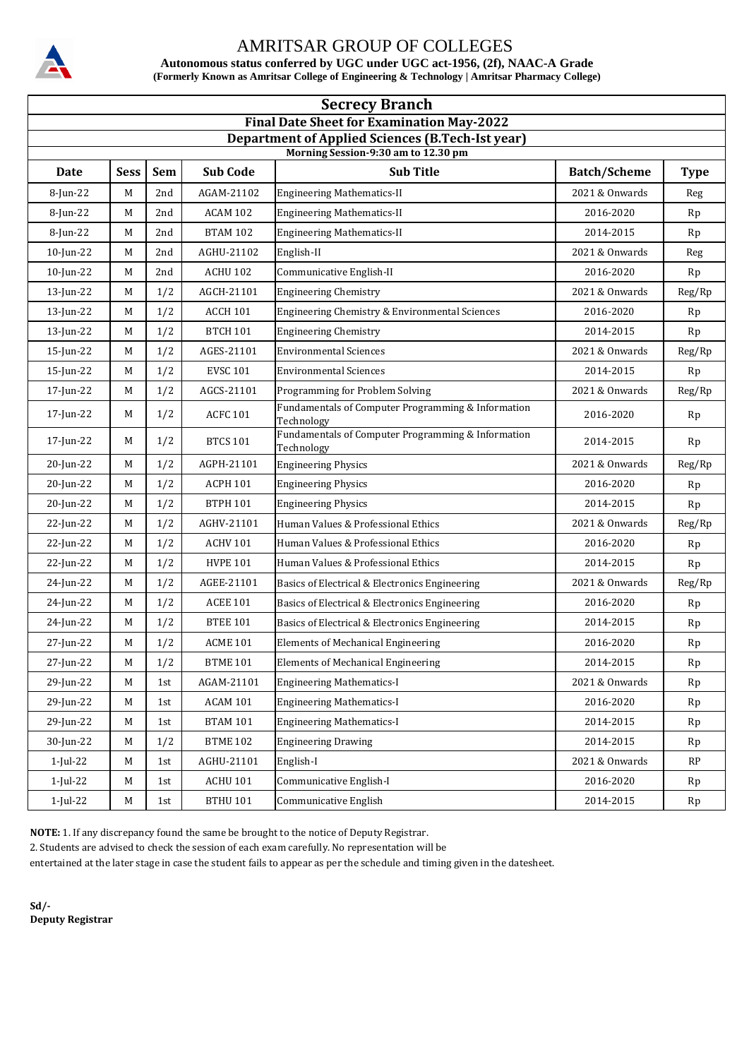# AMRITSAR GROUP OF COLLEGES

**Autonomous status conferred by UGC under UGC act-1956, (2f), NAAC-A Grade**
**(Formerly Known as Amritsar College of Engineering & Technology | Amritsar Pharmacy College)**

## Secrecy Branch

### Final Date Sheet for Examination May-2022

### Department of Applied Sciences (B.Tech-Ist year)

**Morning Session-9:30 am to 12.30 pm**

| Date | Sess | Sem | Sub Code | Sub Title | Batch/Scheme | Type |
|---|---|---|---|---|---|---|
| 8-Jun-22 | M | 2nd | AGAM-21102 | Engineering Mathematics-II | 2021 & Onwards | Reg |
| 8-Jun-22 | M | 2nd | ACAM 102 | Engineering Mathematics-II | 2016-2020 | Rp |
| 8-Jun-22 | M | 2nd | BTAM 102 | Engineering Mathematics-II | 2014-2015 | Rp |
| 10-Jun-22 | M | 2nd | AGHU-21102 | English-II | 2021 & Onwards | Reg |
| 10-Jun-22 | M | 2nd | ACHU 102 | Communicative English-II | 2016-2020 | Rp |
| 13-Jun-22 | M | 1/2 | AGCH-21101 | Engineering Chemistry | 2021 & Onwards | Reg/Rp |
| 13-Jun-22 | M | 1/2 | ACCH 101 | Engineering Chemistry & Environmental Sciences | 2016-2020 | Rp |
| 13-Jun-22 | M | 1/2 | BTCH 101 | Engineering Chemistry | 2014-2015 | Rp |
| 15-Jun-22 | M | 1/2 | AGES-21101 | Environmental Sciences | 2021 & Onwards | Reg/Rp |
| 15-Jun-22 | M | 1/2 | EVSC 101 | Environmental Sciences | 2014-2015 | Rp |
| 17-Jun-22 | M | 1/2 | AGCS-21101 | Programming for Problem Solving | 2021 & Onwards | Reg/Rp |
| 17-Jun-22 | M | 1/2 | ACFC 101 | Fundamentals of Computer Programming & Information Technology | 2016-2020 | Rp |
| 17-Jun-22 | M | 1/2 | BTCS 101 | Fundamentals of Computer Programming & Information Technology | 2014-2015 | Rp |
| 20-Jun-22 | M | 1/2 | AGPH-21101 | Engineering Physics | 2021 & Onwards | Reg/Rp |
| 20-Jun-22 | M | 1/2 | ACPH 101 | Engineering Physics | 2016-2020 | Rp |
| 20-Jun-22 | M | 1/2 | BTPH 101 | Engineering Physics | 2014-2015 | Rp |
| 22-Jun-22 | M | 1/2 | AGHV-21101 | Human Values & Professional Ethics | 2021 & Onwards | Reg/Rp |
| 22-Jun-22 | M | 1/2 | ACHV 101 | Human Values & Professional Ethics | 2016-2020 | Rp |
| 22-Jun-22 | M | 1/2 | HVPE 101 | Human Values & Professional Ethics | 2014-2015 | Rp |
| 24-Jun-22 | M | 1/2 | AGEE-21101 | Basics of Electrical & Electronics Engineering | 2021 & Onwards | Reg/Rp |
| 24-Jun-22 | M | 1/2 | ACEE 101 | Basics of Electrical & Electronics Engineering | 2016-2020 | Rp |
| 24-Jun-22 | M | 1/2 | BTEE 101 | Basics of Electrical & Electronics Engineering | 2014-2015 | Rp |
| 27-Jun-22 | M | 1/2 | ACME 101 | Elements of Mechanical Engineering | 2016-2020 | Rp |
| 27-Jun-22 | M | 1/2 | BTME 101 | Elements of Mechanical Engineering | 2014-2015 | Rp |
| 29-Jun-22 | M | 1st | AGAM-21101 | Engineering Mathematics-I | 2021 & Onwards | Rp |
| 29-Jun-22 | M | 1st | ACAM 101 | Engineering Mathematics-I | 2016-2020 | Rp |
| 29-Jun-22 | M | 1st | BTAM 101 | Engineering Mathematics-I | 2014-2015 | Rp |
| 30-Jun-22 | M | 1/2 | BTME 102 | Engineering Drawing | 2014-2015 | Rp |
| 1-Jul-22 | M | 1st | AGHU-21101 | English-I | 2021 & Onwards | RP |
| 1-Jul-22 | M | 1st | ACHU 101 | Communicative English-I | 2016-2020 | Rp |
| 1-Jul-22 | M | 1st | BTHU 101 | Communicative English | 2014-2015 | Rp |

**NOTE:** 1. If any discrepancy found the same be brought to the notice of Deputy Registrar.

2. Students are advised to check the session of each exam carefully. No representation will be entertained at the later stage in case the student fails to appear as per the schedule and timing given in the datesheet.

**Sd/-**
**Deputy Registrar**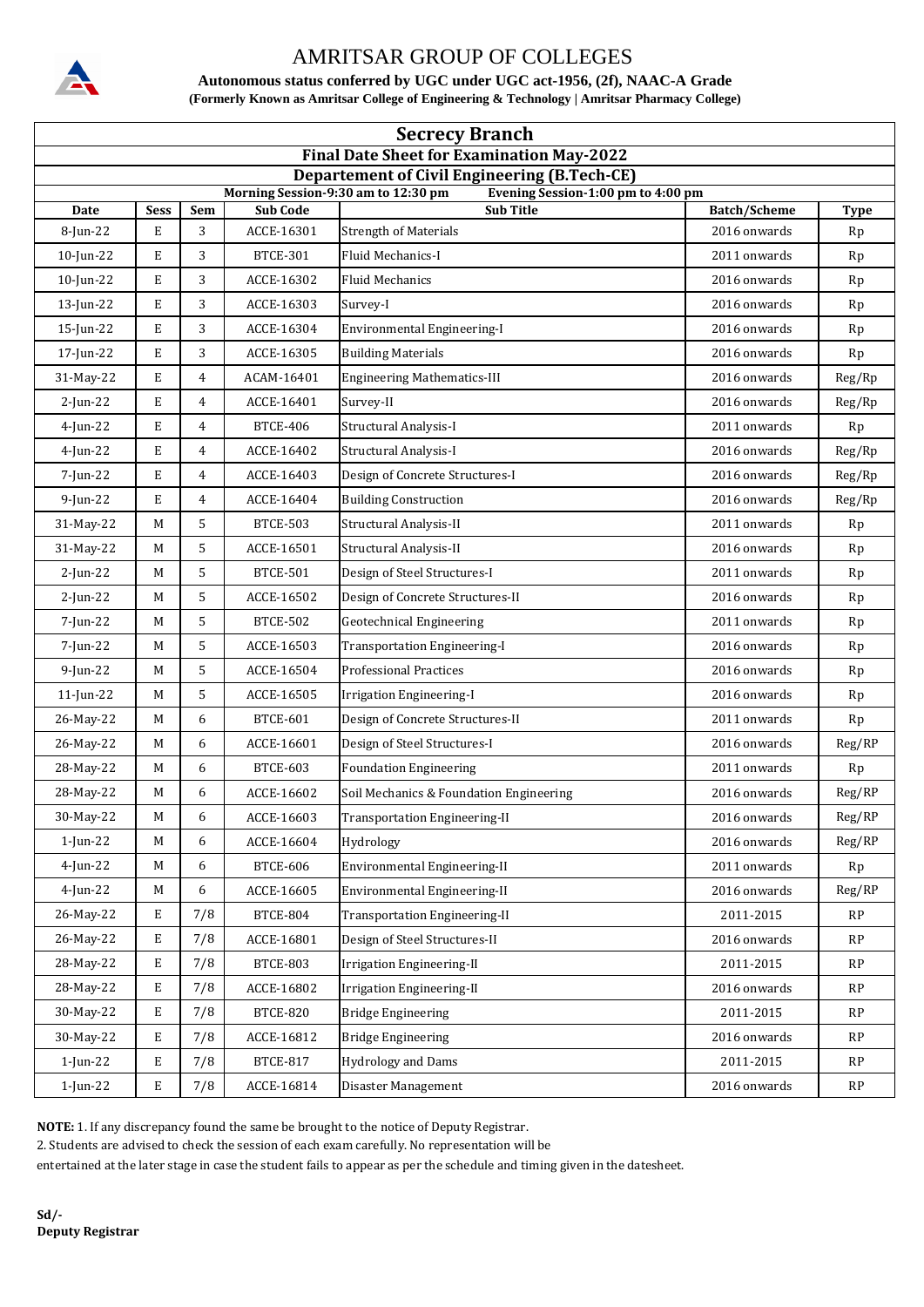# AMRITSAR GROUP OF COLLEGES

**Autonomous status conferred by UGC under UGC act-1956, (2f), NAAC-A Grade**

**(Formerly Known as Amritsar College of Engineering & Technology | Amritsar Pharmacy College)**

## Secrecy Branch

### Final Date Sheet for Examination May-2022

### Departement of Civil Engineering (B.Tech-CE)

**Morning Session-9:30 am to 12:30 pm** **Evening Session-1:00 pm to 4:00 pm**

| Date | Sess | Sem | Sub Code | Sub Title | Batch/Scheme | Type |
|---|---|---|---|---|---|---|
| 8-Jun-22 | E | 3 | ACCE-16301 | Strength of Materials | 2016 onwards | Rp |
| 10-Jun-22 | E | 3 | BTCE-301 | Fluid Mechanics-I | 2011 onwards | Rp |
| 10-Jun-22 | E | 3 | ACCE-16302 | Fluid Mechanics | 2016 onwards | Rp |
| 13-Jun-22 | E | 3 | ACCE-16303 | Survey-I | 2016 onwards | Rp |
| 15-Jun-22 | E | 3 | ACCE-16304 | Environmental Engineering-I | 2016 onwards | Rp |
| 17-Jun-22 | E | 3 | ACCE-16305 | Building Materials | 2016 onwards | Rp |
| 31-May-22 | E | 4 | ACAM-16401 | Engineering Mathematics-III | 2016 onwards | Reg/Rp |
| 2-Jun-22 | E | 4 | ACCE-16401 | Survey-II | 2016 onwards | Reg/Rp |
| 4-Jun-22 | E | 4 | BTCE-406 | Structural Analysis-I | 2011 onwards | Rp |
| 4-Jun-22 | E | 4 | ACCE-16402 | Structural Analysis-I | 2016 onwards | Reg/Rp |
| 7-Jun-22 | E | 4 | ACCE-16403 | Design of Concrete Structures-I | 2016 onwards | Reg/Rp |
| 9-Jun-22 | E | 4 | ACCE-16404 | Building Construction | 2016 onwards | Reg/Rp |
| 31-May-22 | M | 5 | BTCE-503 | Structural Analysis-II | 2011 onwards | Rp |
| 31-May-22 | M | 5 | ACCE-16501 | Structural Analysis-II | 2016 onwards | Rp |
| 2-Jun-22 | M | 5 | BTCE-501 | Design of Steel Structures-I | 2011 onwards | Rp |
| 2-Jun-22 | M | 5 | ACCE-16502 | Design of Concrete Structures-II | 2016 onwards | Rp |
| 7-Jun-22 | M | 5 | BTCE-502 | Geotechnical Engineering | 2011 onwards | Rp |
| 7-Jun-22 | M | 5 | ACCE-16503 | Transportation Engineering-I | 2016 onwards | Rp |
| 9-Jun-22 | M | 5 | ACCE-16504 | Professional Practices | 2016 onwards | Rp |
| 11-Jun-22 | M | 5 | ACCE-16505 | Irrigation Engineering-I | 2016 onwards | Rp |
| 26-May-22 | M | 6 | BTCE-601 | Design of Concrete Structures-II | 2011 onwards | Rp |
| 26-May-22 | M | 6 | ACCE-16601 | Design of Steel Structures-I | 2016 onwards | Reg/RP |
| 28-May-22 | M | 6 | BTCE-603 | Foundation Engineering | 2011 onwards | Rp |
| 28-May-22 | M | 6 | ACCE-16602 | Soil Mechanics & Foundation Engineering | 2016 onwards | Reg/RP |
| 30-May-22 | M | 6 | ACCE-16603 | Transportation Engineering-II | 2016 onwards | Reg/RP |
| 1-Jun-22 | M | 6 | ACCE-16604 | Hydrology | 2016 onwards | Reg/RP |
| 4-Jun-22 | M | 6 | BTCE-606 | Environmental Engineering-II | 2011 onwards | Rp |
| 4-Jun-22 | M | 6 | ACCE-16605 | Environmental Engineering-II | 2016 onwards | Reg/RP |
| 26-May-22 | E | 7/8 | BTCE-804 | Transportation Engineering-II | 2011-2015 | RP |
| 26-May-22 | E | 7/8 | ACCE-16801 | Design of Steel Structures-II | 2016 onwards | RP |
| 28-May-22 | E | 7/8 | BTCE-803 | Irrigation Engineering-II | 2011-2015 | RP |
| 28-May-22 | E | 7/8 | ACCE-16802 | Irrigation Engineering-II | 2016 onwards | RP |
| 30-May-22 | E | 7/8 | BTCE-820 | Bridge Engineering | 2011-2015 | RP |
| 30-May-22 | E | 7/8 | ACCE-16812 | Bridge Engineering | 2016 onwards | RP |
| 1-Jun-22 | E | 7/8 | BTCE-817 | Hydrology and Dams | 2011-2015 | RP |
| 1-Jun-22 | E | 7/8 | ACCE-16814 | Disaster Management | 2016 onwards | RP |

**NOTE:** 1. If any discrepancy found the same be brought to the notice of Deputy Registrar.

2. Students are advised to check the session of each exam carefully. No representation will be entertained at the later stage in case the student fails to appear as per the schedule and timing given in the datesheet.

**Sd/-**
**Deputy Registrar**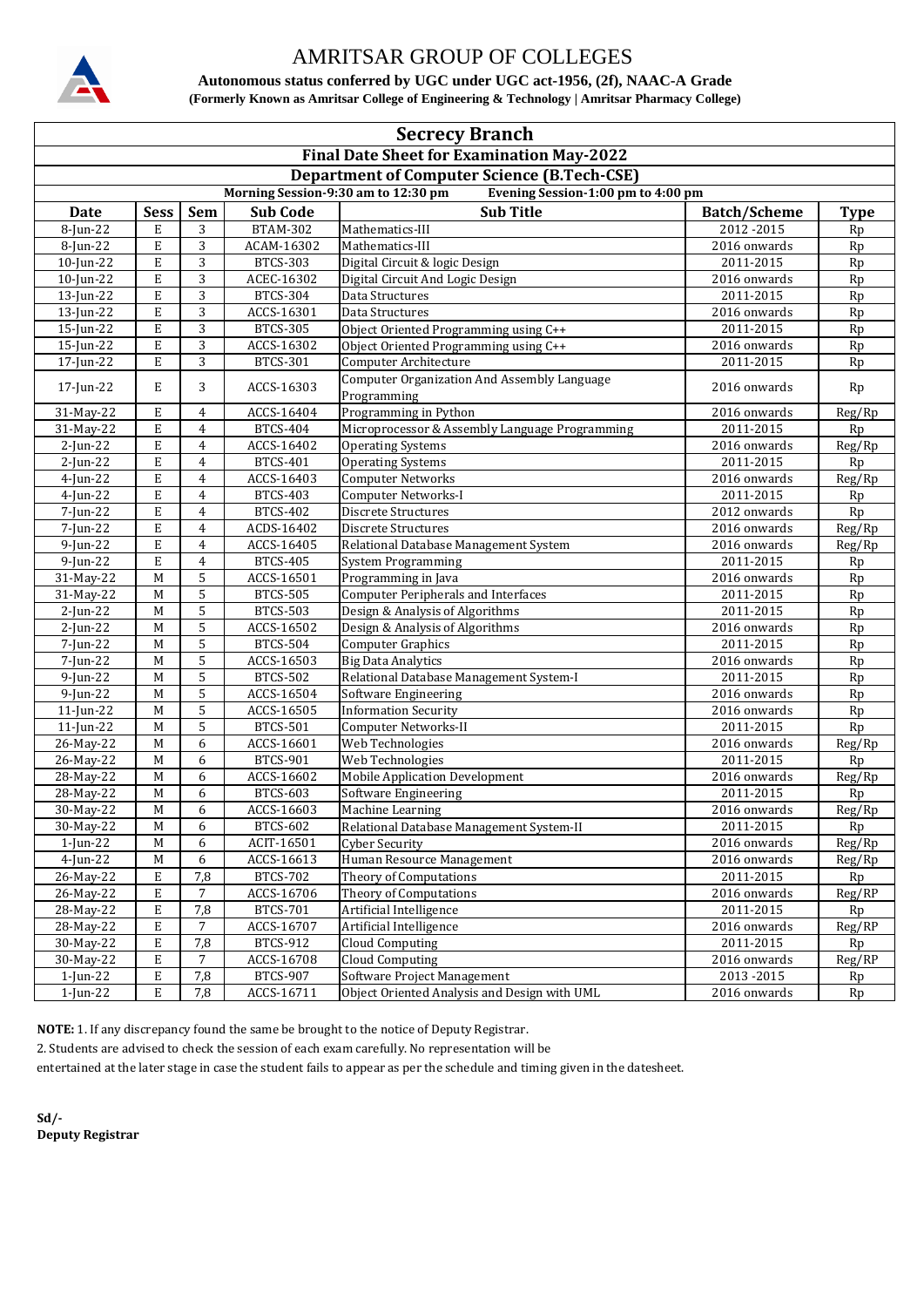# AMRITSAR GROUP OF COLLEGES

**Autonomous status conferred by UGC under UGC act-1956, (2f), NAAC-A Grade**

**(Formerly Known as Amritsar College of Engineering & Technology | Amritsar Pharmacy College)**

## Secrecy Branch

### Final Date Sheet for Examination May-2022

### Department of Computer Science (B.Tech-CSE)

**Morning Session-9:30 am to 12:30 pm    Evening Session-1:00 pm to 4:00 pm**

| Date | Sess | Sem | Sub Code | Sub Title | Batch/Scheme | Type |
|---|---|---|---|---|---|---|
| 8-Jun-22 | E | 3 | BTAM-302 | Mathematics-III | 2012 -2015 | Rp |
| 8-Jun-22 | E | 3 | ACAM-16302 | Mathematics-III | 2016 onwards | Rp |
| 10-Jun-22 | E | 3 | BTCS-303 | Digital Circuit & logic Design | 2011-2015 | Rp |
| 10-Jun-22 | E | 3 | ACEC-16302 | Digital Circuit And Logic Design | 2016 onwards | Rp |
| 13-Jun-22 | E | 3 | BTCS-304 | Data Structures | 2011-2015 | Rp |
| 13-Jun-22 | E | 3 | ACCS-16301 | Data Structures | 2016 onwards | Rp |
| 15-Jun-22 | E | 3 | BTCS-305 | Object Oriented Programming using C++ | 2011-2015 | Rp |
| 15-Jun-22 | E | 3 | ACCS-16302 | Object Oriented Programming using C++ | 2016 onwards | Rp |
| 17-Jun-22 | E | 3 | BTCS-301 | Computer Architecture | 2011-2015 | Rp |
| 17-Jun-22 | E | 3 | ACCS-16303 | Computer Organization And Assembly Language Programming | 2016 onwards | Rp |
| 31-May-22 | E | 4 | ACCS-16404 | Programming in Python | 2016 onwards | Reg/Rp |
| 31-May-22 | E | 4 | BTCS-404 | Microprocessor & Assembly Language Programming | 2011-2015 | Rp |
| 2-Jun-22 | E | 4 | ACCS-16402 | Operating Systems | 2016 onwards | Reg/Rp |
| 2-Jun-22 | E | 4 | BTCS-401 | Operating Systems | 2011-2015 | Rp |
| 4-Jun-22 | E | 4 | ACCS-16403 | Computer Networks | 2016 onwards | Reg/Rp |
| 4-Jun-22 | E | 4 | BTCS-403 | Computer Networks-I | 2011-2015 | Rp |
| 7-Jun-22 | E | 4 | BTCS-402 | Discrete Structures | 2012 onwards | Rp |
| 7-Jun-22 | E | 4 | ACDS-16402 | Discrete Structures | 2016 onwards | Reg/Rp |
| 9-Jun-22 | E | 4 | ACCS-16405 | Relational Database Management System | 2016 onwards | Reg/Rp |
| 9-Jun-22 | E | 4 | BTCS-405 | System Programming | 2011-2015 | Rp |
| 31-May-22 | M | 5 | ACCS-16501 | Programming in Java | 2016 onwards | Rp |
| 31-May-22 | M | 5 | BTCS-505 | Computer Peripherals and Interfaces | 2011-2015 | Rp |
| 2-Jun-22 | M | 5 | BTCS-503 | Design & Analysis of Algorithms | 2011-2015 | Rp |
| 2-Jun-22 | M | 5 | ACCS-16502 | Design & Analysis of Algorithms | 2016 onwards | Rp |
| 7-Jun-22 | M | 5 | BTCS-504 | Computer Graphics | 2011-2015 | Rp |
| 7-Jun-22 | M | 5 | ACCS-16503 | Big Data Analytics | 2016 onwards | Rp |
| 9-Jun-22 | M | 5 | BTCS-502 | Relational Database Management System-I | 2011-2015 | Rp |
| 9-Jun-22 | M | 5 | ACCS-16504 | Software Engineering | 2016 onwards | Rp |
| 11-Jun-22 | M | 5 | ACCS-16505 | Information Security | 2016 onwards | Rp |
| 11-Jun-22 | M | 5 | BTCS-501 | Computer Networks-II | 2011-2015 | Rp |
| 26-May-22 | M | 6 | ACCS-16601 | Web Technologies | 2016 onwards | Reg/Rp |
| 26-May-22 | M | 6 | BTCS-901 | Web Technologies | 2011-2015 | Rp |
| 28-May-22 | M | 6 | ACCS-16602 | Mobile Application Development | 2016 onwards | Reg/Rp |
| 28-May-22 | M | 6 | BTCS-603 | Software Engineering | 2011-2015 | Rp |
| 30-May-22 | M | 6 | ACCS-16603 | Machine Learning | 2016 onwards | Reg/Rp |
| 30-May-22 | M | 6 | BTCS-602 | Relational Database Management System-II | 2011-2015 | Rp |
| 1-Jun-22 | M | 6 | ACIT-16501 | Cyber Security | 2016 onwards | Reg/Rp |
| 4-Jun-22 | M | 6 | ACCS-16613 | Human Resource Management | 2016 onwards | Reg/Rp |
| 26-May-22 | E | 7,8 | BTCS-702 | Theory of Computations | 2011-2015 | Rp |
| 26-May-22 | E | 7 | ACCS-16706 | Theory of Computations | 2016 onwards | Reg/RP |
| 28-May-22 | E | 7,8 | BTCS-701 | Artificial Intelligence | 2011-2015 | Rp |
| 28-May-22 | E | 7 | ACCS-16707 | Artificial Intelligence | 2016 onwards | Reg/RP |
| 30-May-22 | E | 7,8 | BTCS-912 | Cloud Computing | 2011-2015 | Rp |
| 30-May-22 | E | 7 | ACCS-16708 | Cloud Computing | 2016 onwards | Reg/RP |
| 1-Jun-22 | E | 7,8 | BTCS-907 | Software Project Management | 2013 -2015 | Rp |
| 1-Jun-22 | E | 7,8 | ACCS-16711 | Object Oriented Analysis and Design with UML | 2016 onwards | Rp |

**NOTE:** 1. If any discrepancy found the same be brought to the notice of Deputy Registrar.

2. Students are advised to check the session of each exam carefully. No representation will be entertained at the later stage in case the student fails to appear as per the schedule and timing given in the datesheet.

**Sd/-**
**Deputy Registrar**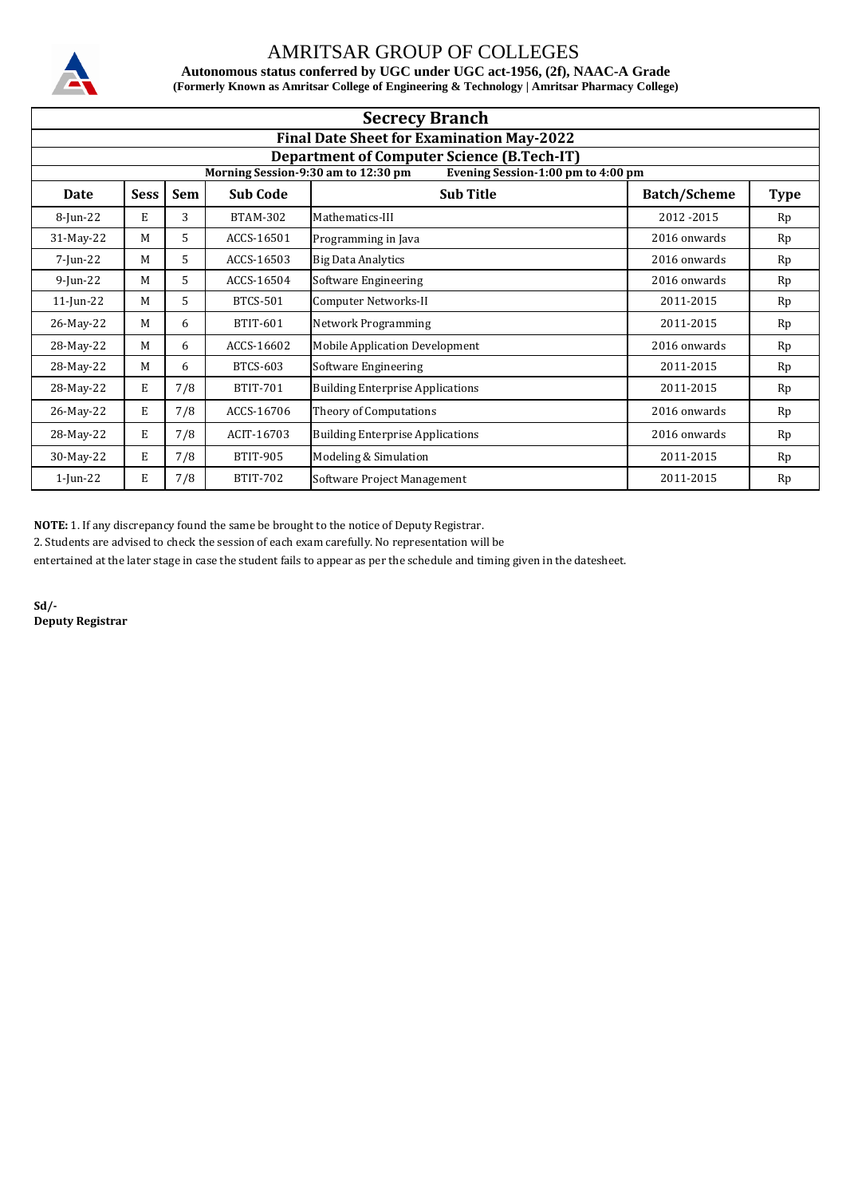# AMRITSAR GROUP OF COLLEGES

**Autonomous status conferred by UGC under UGC act-1956, (2f), NAAC-A Grade**

**(Formerly Known as Amritsar College of Engineering & Technology | Amritsar Pharmacy College)**

## Secrecy Branch

### Final Date Sheet for Examination May-2022

### Department of Computer Science (B.Tech-IT)

**Morning Session-9:30 am to 12:30 pm** **Evening Session-1:00 pm to 4:00 pm**

| Date | Sess | Sem | Sub Code | Sub Title | Batch/Scheme | Type |
|---|---|---|---|---|---|---|
| 8-Jun-22 | E | 3 | BTAM-302 | Mathematics-III | 2012 -2015 | Rp |
| 31-May-22 | M | 5 | ACCS-16501 | Programming in Java | 2016 onwards | Rp |
| 7-Jun-22 | M | 5 | ACCS-16503 | Big Data Analytics | 2016 onwards | Rp |
| 9-Jun-22 | M | 5 | ACCS-16504 | Software Engineering | 2016 onwards | Rp |
| 11-Jun-22 | M | 5 | BTCS-501 | Computer Networks-II | 2011-2015 | Rp |
| 26-May-22 | M | 6 | BTIT-601 | Network Programming | 2011-2015 | Rp |
| 28-May-22 | M | 6 | ACCS-16602 | Mobile Application Development | 2016 onwards | Rp |
| 28-May-22 | M | 6 | BTCS-603 | Software Engineering | 2011-2015 | Rp |
| 28-May-22 | E | 7/8 | BTIT-701 | Building Enterprise Applications | 2011-2015 | Rp |
| 26-May-22 | E | 7/8 | ACCS-16706 | Theory of Computations | 2016 onwards | Rp |
| 28-May-22 | E | 7/8 | ACIT-16703 | Building Enterprise Applications | 2016 onwards | Rp |
| 30-May-22 | E | 7/8 | BTIT-905 | Modeling & Simulation | 2011-2015 | Rp |
| 1-Jun-22 | E | 7/8 | BTIT-702 | Software Project Management | 2011-2015 | Rp |

**NOTE:** 1. If any discrepancy found the same be brought to the notice of Deputy Registrar.

2. Students are advised to check the session of each exam carefully. No representation will be entertained at the later stage in case the student fails to appear as per the schedule and timing given in the datesheet.

**Sd/-**
**Deputy Registrar**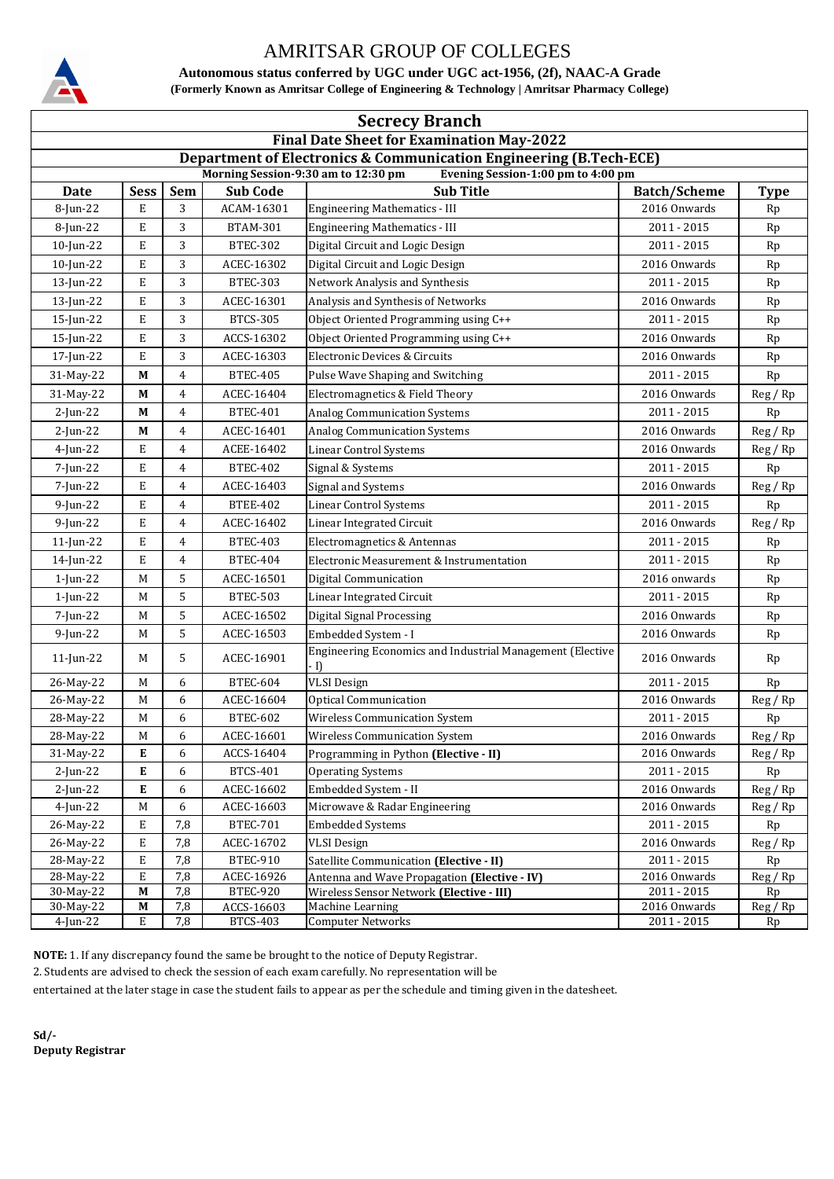# AMRITSAR GROUP OF COLLEGES

**Autonomous status conferred by UGC under UGC act-1956, (2f), NAAC-A Grade**

**(Formerly Known as Amritsar College of Engineering & Technology | Amritsar Pharmacy College)**

## Secrecy Branch

### Final Date Sheet for Examination May-2022

### Department of Electronics & Communication Engineering (B.Tech-ECE)

**Morning Session-9:30 am to 12:30 pm** **Evening Session-1:00 pm to 4:00 pm**

| Date | Sess | Sem | Sub Code | Sub Title | Batch/Scheme | Type |
|---|---|---|---|---|---|---|
| 8-Jun-22 | E | 3 | ACAM-16301 | Engineering Mathematics - III | 2016 Onwards | Rp |
| 8-Jun-22 | E | 3 | BTAM-301 | Engineering Mathematics - III | 2011 - 2015 | Rp |
| 10-Jun-22 | E | 3 | BTEC-302 | Digital Circuit and Logic Design | 2011 - 2015 | Rp |
| 10-Jun-22 | E | 3 | ACEC-16302 | Digital Circuit and Logic Design | 2016 Onwards | Rp |
| 13-Jun-22 | E | 3 | BTEC-303 | Network Analysis and Synthesis | 2011 - 2015 | Rp |
| 13-Jun-22 | E | 3 | ACEC-16301 | Analysis and Synthesis of Networks | 2016 Onwards | Rp |
| 15-Jun-22 | E | 3 | BTCS-305 | Object Oriented Programming using C++ | 2011 - 2015 | Rp |
| 15-Jun-22 | E | 3 | ACCS-16302 | Object Oriented Programming using C++ | 2016 Onwards | Rp |
| 17-Jun-22 | E | 3 | ACEC-16303 | Electronic Devices & Circuits | 2016 Onwards | Rp |
| 31-May-22 | **M** | 4 | BTEC-405 | Pulse Wave Shaping and Switching | 2011 - 2015 | Rp |
| 31-May-22 | **M** | 4 | ACEC-16404 | Electromagnetics & Field Theory | 2016 Onwards | Reg / Rp |
| 2-Jun-22 | **M** | 4 | BTEC-401 | Analog Communication Systems | 2011 - 2015 | Rp |
| 2-Jun-22 | **M** | 4 | ACEC-16401 | Analog Communication Systems | 2016 Onwards | Reg / Rp |
| 4-Jun-22 | E | 4 | ACEE-16402 | Linear Control Systems | 2016 Onwards | Reg / Rp |
| 7-Jun-22 | E | 4 | BTEC-402 | Signal & Systems | 2011 - 2015 | Rp |
| 7-Jun-22 | E | 4 | ACEC-16403 | Signal and Systems | 2016 Onwards | Reg / Rp |
| 9-Jun-22 | E | 4 | BTEE-402 | Linear Control Systems | 2011 - 2015 | Rp |
| 9-Jun-22 | E | 4 | ACEC-16402 | Linear Integrated Circuit | 2016 Onwards | Reg / Rp |
| 11-Jun-22 | E | 4 | BTEC-403 | Electromagnetics & Antennas | 2011 - 2015 | Rp |
| 14-Jun-22 | E | 4 | BTEC-404 | Electronic Measurement & Instrumentation | 2011 - 2015 | Rp |
| 1-Jun-22 | M | 5 | ACEC-16501 | Digital Communication | 2016 onwards | Rp |
| 1-Jun-22 | M | 5 | BTEC-503 | Linear Integrated Circuit | 2011 - 2015 | Rp |
| 7-Jun-22 | M | 5 | ACEC-16502 | Digital Signal Processing | 2016 Onwards | Rp |
| 9-Jun-22 | M | 5 | ACEC-16503 | Embedded System - I | 2016 Onwards | Rp |
| 11-Jun-22 | M | 5 | ACEC-16901 | Engineering Economics and Industrial Management (Elective - I) | 2016 Onwards | Rp |
| 26-May-22 | M | 6 | BTEC-604 | VLSI Design | 2011 - 2015 | Rp |
| 26-May-22 | M | 6 | ACEC-16604 | Optical Communication | 2016 Onwards | Reg / Rp |
| 28-May-22 | M | 6 | BTEC-602 | Wireless Communication System | 2011 - 2015 | Rp |
| 28-May-22 | M | 6 | ACEC-16601 | Wireless Communication System | 2016 Onwards | Reg / Rp |
| 31-May-22 | **E** | 6 | ACCS-16404 | Programming in Python **(Elective - II)** | 2016 Onwards | Reg / Rp |
| 2-Jun-22 | **E** | 6 | BTCS-401 | Operating Systems | 2011 - 2015 | Rp |
| 2-Jun-22 | **E** | 6 | ACEC-16602 | Embedded System - II | 2016 Onwards | Reg / Rp |
| 4-Jun-22 | M | 6 | ACEC-16603 | Microwave & Radar Engineering | 2016 Onwards | Reg / Rp |
| 26-May-22 | E | 7,8 | BTEC-701 | Embedded Systems | 2011 - 2015 | Rp |
| 26-May-22 | E | 7,8 | ACEC-16702 | VLSI Design | 2016 Onwards | Reg / Rp |
| 28-May-22 | E | 7,8 | BTEC-910 | Satellite Communication **(Elective - II)** | 2011 - 2015 | Rp |
| 28-May-22 | E | 7,8 | ACEC-16926 | Antenna and Wave Propagation **(Elective - IV)** | 2016 Onwards | Reg / Rp |
| 30-May-22 | **M** | 7,8 | BTEC-920 | Wireless Sensor Network **(Elective - III)** | 2011 - 2015 | Rp |
| 30-May-22 | **M** | 7,8 | ACCS-16603 | Machine Learning | 2016 Onwards | Reg / Rp |
| 4-Jun-22 | E | 7,8 | BTCS-403 | Computer Networks | 2011 - 2015 | Rp |

**NOTE:** 1. If any discrepancy found the same be brought to the notice of Deputy Registrar.

2. Students are advised to check the session of each exam carefully. No representation will be entertained at the later stage in case the student fails to appear as per the schedule and timing given in the datesheet.

**Sd/-**
**Deputy Registrar**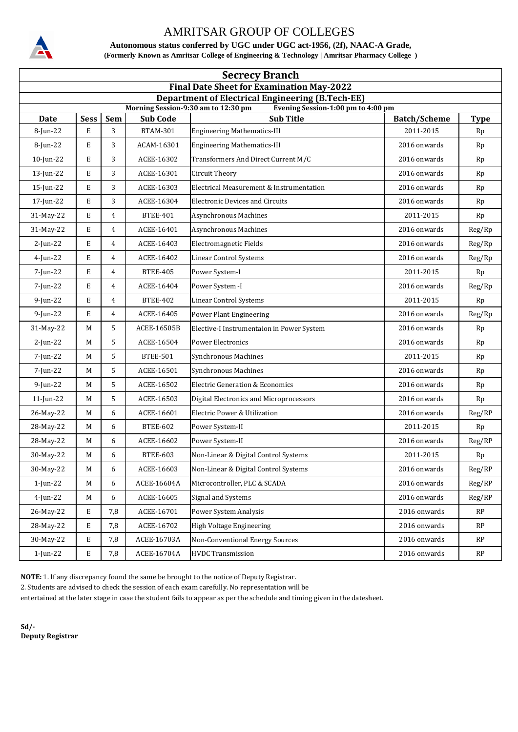# AMRITSAR GROUP OF COLLEGES

**Autonomous status conferred by UGC under UGC act-1956, (2f), NAAC-A Grade,**

**(Formerly Known as Amritsar College of Engineering & Technology | Amritsar Pharmacy College )**

## Secrecy Branch

### Final Date Sheet for Examination May-2022

### Department of Electrical Engineering (B.Tech-EE)

**Morning Session-9:30 am to 12:30 pm** **Evening Session-1:00 pm to 4:00 pm**

| Date | Sess | Sem | Sub Code | Sub Title | Batch/Scheme | Type |
|---|---|---|---|---|---|---|
| 8-Jun-22 | E | 3 | BTAM-301 | Engineering Mathematics-III | 2011-2015 | Rp |
| 8-Jun-22 | E | 3 | ACAM-16301 | Engineering Mathematics-III | 2016 onwards | Rp |
| 10-Jun-22 | E | 3 | ACEE-16302 | Transformers And Direct Current M/C | 2016 onwards | Rp |
| 13-Jun-22 | E | 3 | ACEE-16301 | Circuit Theory | 2016 onwards | Rp |
| 15-Jun-22 | E | 3 | ACEE-16303 | Electrical Measurement & Instrumentation | 2016 onwards | Rp |
| 17-Jun-22 | E | 3 | ACEE-16304 | Electronic Devices and Circuits | 2016 onwards | Rp |
| 31-May-22 | E | 4 | BTEE-401 | Asynchronous Machines | 2011-2015 | Rp |
| 31-May-22 | E | 4 | ACEE-16401 | Asynchronous Machines | 2016 onwards | Reg/Rp |
| 2-Jun-22 | E | 4 | ACEE-16403 | Electromagnetic Fields | 2016 onwards | Reg/Rp |
| 4-Jun-22 | E | 4 | ACEE-16402 | Linear Control Systems | 2016 onwards | Reg/Rp |
| 7-Jun-22 | E | 4 | BTEE-405 | Power System-I | 2011-2015 | Rp |
| 7-Jun-22 | E | 4 | ACEE-16404 | Power System -I | 2016 onwards | Reg/Rp |
| 9-Jun-22 | E | 4 | BTEE-402 | Linear Control Systems | 2011-2015 | Rp |
| 9-Jun-22 | E | 4 | ACEE-16405 | Power Plant Engineering | 2016 onwards | Reg/Rp |
| 31-May-22 | M | 5 | ACEE-16505B | Elective-I Instrumentaion in Power System | 2016 onwards | Rp |
| 2-Jun-22 | M | 5 | ACEE-16504 | Power Electronics | 2016 onwards | Rp |
| 7-Jun-22 | M | 5 | BTEE-501 | Synchronous Machines | 2011-2015 | Rp |
| 7-Jun-22 | M | 5 | ACEE-16501 | Synchronous Machines | 2016 onwards | Rp |
| 9-Jun-22 | M | 5 | ACEE-16502 | Electric Generation & Economics | 2016 onwards | Rp |
| 11-Jun-22 | M | 5 | ACEE-16503 | Digital Electronics and Microprocessors | 2016 onwards | Rp |
| 26-May-22 | M | 6 | ACEE-16601 | Electric Power & Utilization | 2016 onwards | Reg/RP |
| 28-May-22 | M | 6 | BTEE-602 | Power System-II | 2011-2015 | Rp |
| 28-May-22 | M | 6 | ACEE-16602 | Power System-II | 2016 onwards | Reg/RP |
| 30-May-22 | M | 6 | BTEE-603 | Non-Linear & Digital Control Systems | 2011-2015 | Rp |
| 30-May-22 | M | 6 | ACEE-16603 | Non-Linear & Digital Control Systems | 2016 onwards | Reg/RP |
| 1-Jun-22 | M | 6 | ACEE-16604A | Microcontroller, PLC & SCADA | 2016 onwards | Reg/RP |
| 4-Jun-22 | M | 6 | ACEE-16605 | Signal and Systems | 2016 onwards | Reg/RP |
| 26-May-22 | E | 7,8 | ACEE-16701 | Power System Analysis | 2016 onwards | RP |
| 28-May-22 | E | 7,8 | ACEE-16702 | High Voltage Engineering | 2016 onwards | RP |
| 30-May-22 | E | 7,8 | ACEE-16703A | Non-Conventional Energy Sources | 2016 onwards | RP |
| 1-Jun-22 | E | 7,8 | ACEE-16704A | HVDC Transmission | 2016 onwards | RP |

**NOTE:** 1. If any discrepancy found the same be brought to the notice of Deputy Registrar.

2. Students are advised to check the session of each exam carefully. No representation will be entertained at the later stage in case the student fails to appear as per the schedule and timing given in the datesheet.

**Sd/-**
**Deputy Registrar**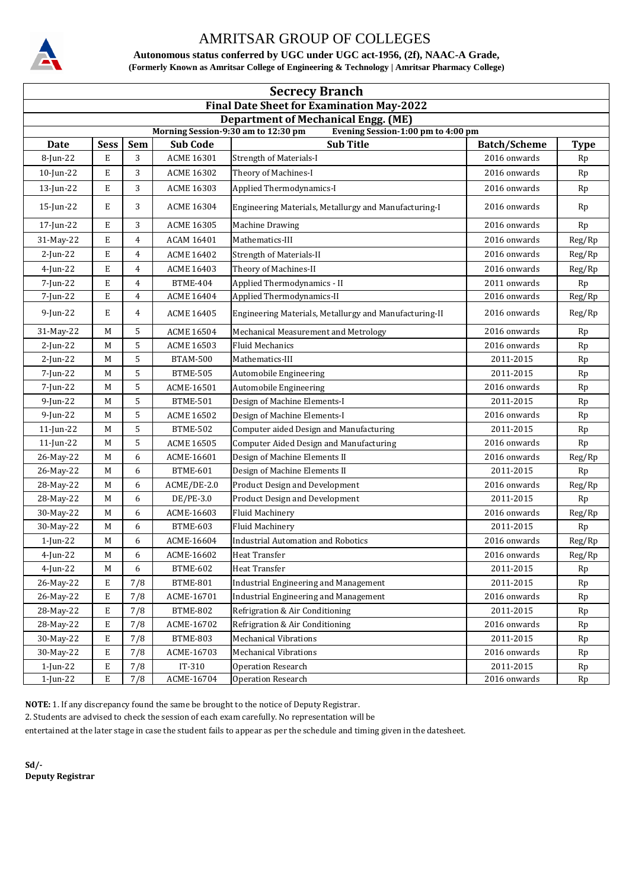# AMRITSAR GROUP OF COLLEGES

**Autonomous status conferred by UGC under UGC act-1956, (2f), NAAC-A Grade,**

**(Formerly Known as Amritsar College of Engineering & Technology | Amritsar Pharmacy College)**

## Secrecy Branch

### Final Date Sheet for Examination May-2022

### Department of Mechanical Engg. (ME)

**Morning Session-9:30 am to 12:30 pm** **Evening Session-1:00 pm to 4:00 pm**

| Date | Sess | Sem | Sub Code | Sub Title | Batch/Scheme | Type |
|---|---|---|---|---|---|---|
| 8-Jun-22 | E | 3 | ACME 16301 | Strength of Materials-I | 2016 onwards | Rp |
| 10-Jun-22 | E | 3 | ACME 16302 | Theory of Machines-I | 2016 onwards | Rp |
| 13-Jun-22 | E | 3 | ACME 16303 | Applied Thermodynamics-I | 2016 onwards | Rp |
| 15-Jun-22 | E | 3 | ACME 16304 | Engineering Materials, Metallurgy and Manufacturing-I | 2016 onwards | Rp |
| 17-Jun-22 | E | 3 | ACME 16305 | Machine Drawing | 2016 onwards | Rp |
| 31-May-22 | E | 4 | ACAM 16401 | Mathematics-III | 2016 onwards | Reg/Rp |
| 2-Jun-22 | E | 4 | ACME 16402 | Strength of Materials-II | 2016 onwards | Reg/Rp |
| 4-Jun-22 | E | 4 | ACME 16403 | Theory of Machines-II | 2016 onwards | Reg/Rp |
| 7-Jun-22 | E | 4 | BTME-404 | Applied Thermodynamics - II | 2011 onwards | Rp |
| 7-Jun-22 | E | 4 | ACME 16404 | Applied Thermodynamics-II | 2016 onwards | Reg/Rp |
| 9-Jun-22 | E | 4 | ACME 16405 | Engineering Materials, Metallurgy and Manufacturing-II | 2016 onwards | Reg/Rp |
| 31-May-22 | M | 5 | ACME 16504 | Mechanical Measurement and Metrology | 2016 onwards | Rp |
| 2-Jun-22 | M | 5 | ACME 16503 | Fluid Mechanics | 2016 onwards | Rp |
| 2-Jun-22 | M | 5 | BTAM-500 | Mathematics-III | 2011-2015 | Rp |
| 7-Jun-22 | M | 5 | BTME-505 | Automobile Engineering | 2011-2015 | Rp |
| 7-Jun-22 | M | 5 | ACME-16501 | Automobile Engineering | 2016 onwards | Rp |
| 9-Jun-22 | M | 5 | BTME-501 | Design of Machine Elements-I | 2011-2015 | Rp |
| 9-Jun-22 | M | 5 | ACME 16502 | Design of Machine Elements-I | 2016 onwards | Rp |
| 11-Jun-22 | M | 5 | BTME-502 | Computer aided Design and Manufacturing | 2011-2015 | Rp |
| 11-Jun-22 | M | 5 | ACME 16505 | Computer Aided Design and Manufacturing | 2016 onwards | Rp |
| 26-May-22 | M | 6 | ACME-16601 | Design of Machine Elements II | 2016 onwards | Reg/Rp |
| 26-May-22 | M | 6 | BTME-601 | Design of Machine Elements II | 2011-2015 | Rp |
| 28-May-22 | M | 6 | ACME/DE-2.0 | Product Design and Development | 2016 onwards | Reg/Rp |
| 28-May-22 | M | 6 | DE/PE-3.0 | Product Design and Development | 2011-2015 | Rp |
| 30-May-22 | M | 6 | ACME-16603 | Fluid Machinery | 2016 onwards | Reg/Rp |
| 30-May-22 | M | 6 | BTME-603 | Fluid Machinery | 2011-2015 | Rp |
| 1-Jun-22 | M | 6 | ACME-16604 | Industrial Automation and Robotics | 2016 onwards | Reg/Rp |
| 4-Jun-22 | M | 6 | ACME-16602 | Heat Transfer | 2016 onwards | Reg/Rp |
| 4-Jun-22 | M | 6 | BTME-602 | Heat Transfer | 2011-2015 | Rp |
| 26-May-22 | E | 7/8 | BTME-801 | Industrial Engineering and Management | 2011-2015 | Rp |
| 26-May-22 | E | 7/8 | ACME-16701 | Industrial Engineering and Management | 2016 onwards | Rp |
| 28-May-22 | E | 7/8 | BTME-802 | Refrigration & Air Conditioning | 2011-2015 | Rp |
| 28-May-22 | E | 7/8 | ACME-16702 | Refrigration & Air Conditioning | 2016 onwards | Rp |
| 30-May-22 | E | 7/8 | BTME-803 | Mechanical Vibrations | 2011-2015 | Rp |
| 30-May-22 | E | 7/8 | ACME-16703 | Mechanical Vibrations | 2016 onwards | Rp |
| 1-Jun-22 | E | 7/8 | IT-310 | Operation Research | 2011-2015 | Rp |
| 1-Jun-22 | E | 7/8 | ACME-16704 | Operation Research | 2016 onwards | Rp |

**NOTE:** 1. If any discrepancy found the same be brought to the notice of Deputy Registrar.

2. Students are advised to check the session of each exam carefully. No representation will be entertained at the later stage in case the student fails to appear as per the schedule and timing given in the datesheet.

**Sd/-**
**Deputy Registrar**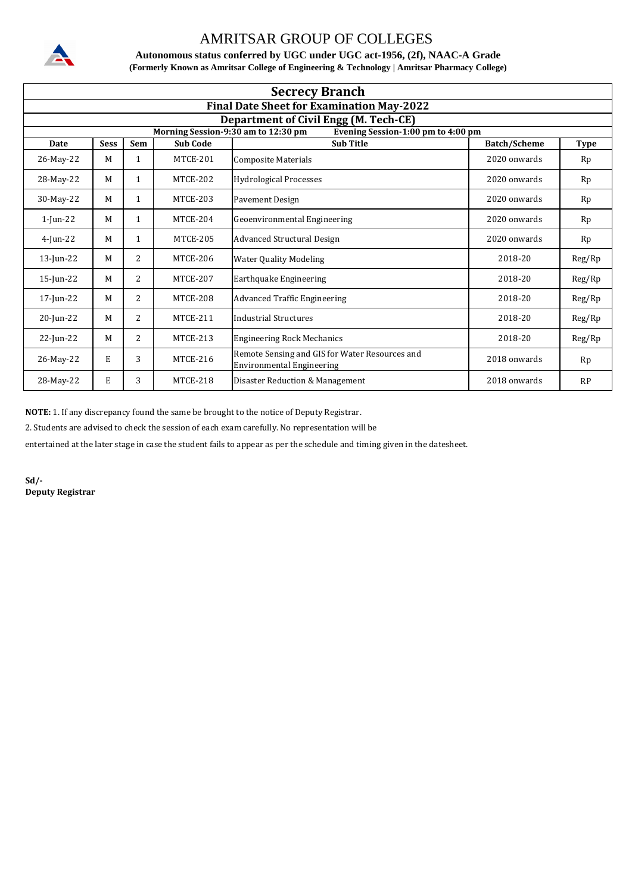# AMRITSAR GROUP OF COLLEGES

**Autonomous status conferred by UGC under UGC act-1956, (2f), NAAC-A Grade**

**(Formerly Known as Amritsar College of Engineering & Technology | Amritsar Pharmacy College)**

## Secrecy Branch

### Final Date Sheet for Examination May-2022

### Department of Civil Engg (M. Tech-CE)

**Morning Session-9:30 am to 12:30 pm** **Evening Session-1:00 pm to 4:00 pm**

| Date | Sess | Sem | Sub Code | Sub Title | Batch/Scheme | Type |
|---|---|---|---|---|---|---|
| 26-May-22 | M | 1 | MTCE-201 | Composite Materials | 2020 onwards | Rp |
| 28-May-22 | M | 1 | MTCE-202 | Hydrological Processes | 2020 onwards | Rp |
| 30-May-22 | M | 1 | MTCE-203 | Pavement Design | 2020 onwards | Rp |
| 1-Jun-22 | M | 1 | MTCE-204 | Geoenvironmental Engineering | 2020 onwards | Rp |
| 4-Jun-22 | M | 1 | MTCE-205 | Advanced Structural Design | 2020 onwards | Rp |
| 13-Jun-22 | M | 2 | MTCE-206 | Water Quality Modeling | 2018-20 | Reg/Rp |
| 15-Jun-22 | M | 2 | MTCE-207 | Earthquake Engineering | 2018-20 | Reg/Rp |
| 17-Jun-22 | M | 2 | MTCE-208 | Advanced Traffic Engineering | 2018-20 | Reg/Rp |
| 20-Jun-22 | M | 2 | MTCE-211 | Industrial Structures | 2018-20 | Reg/Rp |
| 22-Jun-22 | M | 2 | MTCE-213 | Engineering Rock Mechanics | 2018-20 | Reg/Rp |
| 26-May-22 | E | 3 | MTCE-216 | Remote Sensing and GIS for Water Resources and Environmental Engineering | 2018 onwards | Rp |
| 28-May-22 | E | 3 | MTCE-218 | Disaster Reduction & Management | 2018 onwards | RP |

**NOTE:** 1. If any discrepancy found the same be brought to the notice of Deputy Registrar.

2. Students are advised to check the session of each exam carefully. No representation will be entertained at the later stage in case the student fails to appear as per the schedule and timing given in the datesheet.

**Sd/-**
**Deputy Registrar**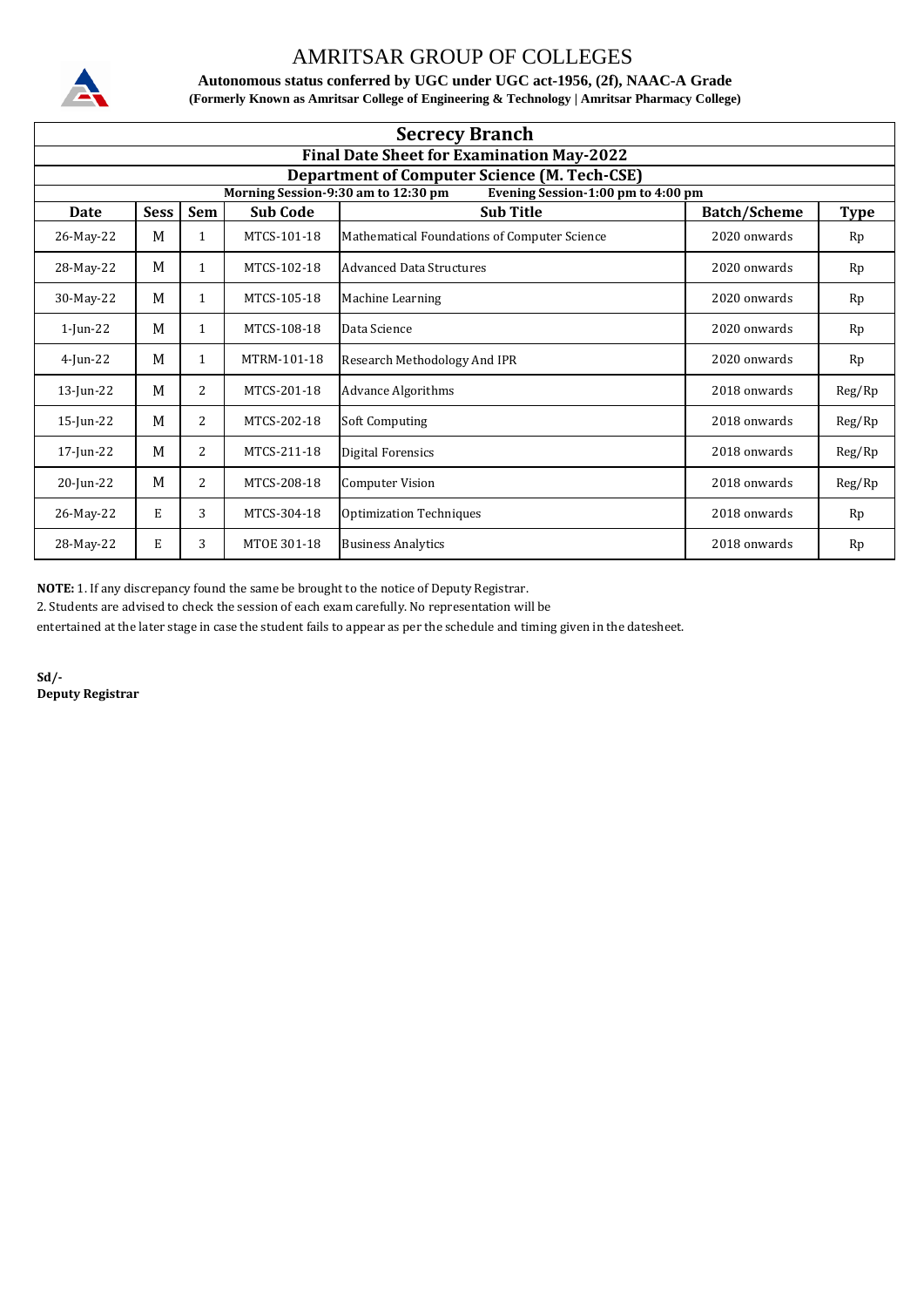# AMRITSAR GROUP OF COLLEGES

**Autonomous status conferred by UGC under UGC act-1956, (2f), NAAC-A Grade**

**(Formerly Known as Amritsar College of Engineering & Technology | Amritsar Pharmacy College)**

## Secrecy Branch

### Final Date Sheet for Examination May-2022

### Department of Computer Science (M. Tech-CSE)

**Morning Session-9:30 am to 12:30 pm** **Evening Session-1:00 pm to 4:00 pm**

| Date | Sess | Sem | Sub Code | Sub Title | Batch/Scheme | Type |
|---|---|---|---|---|---|---|
| 26-May-22 | M | 1 | MTCS-101-18 | Mathematical Foundations of Computer Science | 2020 onwards | Rp |
| 28-May-22 | M | 1 | MTCS-102-18 | Advanced Data Structures | 2020 onwards | Rp |
| 30-May-22 | M | 1 | MTCS-105-18 | Machine Learning | 2020 onwards | Rp |
| 1-Jun-22 | M | 1 | MTCS-108-18 | Data Science | 2020 onwards | Rp |
| 4-Jun-22 | M | 1 | MTRM-101-18 | Research Methodology And IPR | 2020 onwards | Rp |
| 13-Jun-22 | M | 2 | MTCS-201-18 | Advance Algorithms | 2018 onwards | Reg/Rp |
| 15-Jun-22 | M | 2 | MTCS-202-18 | Soft Computing | 2018 onwards | Reg/Rp |
| 17-Jun-22 | M | 2 | MTCS-211-18 | Digital Forensics | 2018 onwards | Reg/Rp |
| 20-Jun-22 | M | 2 | MTCS-208-18 | Computer Vision | 2018 onwards | Reg/Rp |
| 26-May-22 | E | 3 | MTCS-304-18 | Optimization Techniques | 2018 onwards | Rp |
| 28-May-22 | E | 3 | MTOE 301-18 | Business Analytics | 2018 onwards | Rp |

**NOTE:** 1. If any discrepancy found the same be brought to the notice of Deputy Registrar.

2. Students are advised to check the session of each exam carefully. No representation will be entertained at the later stage in case the student fails to appear as per the schedule and timing given in the datesheet.

**Sd/-**
**Deputy Registrar**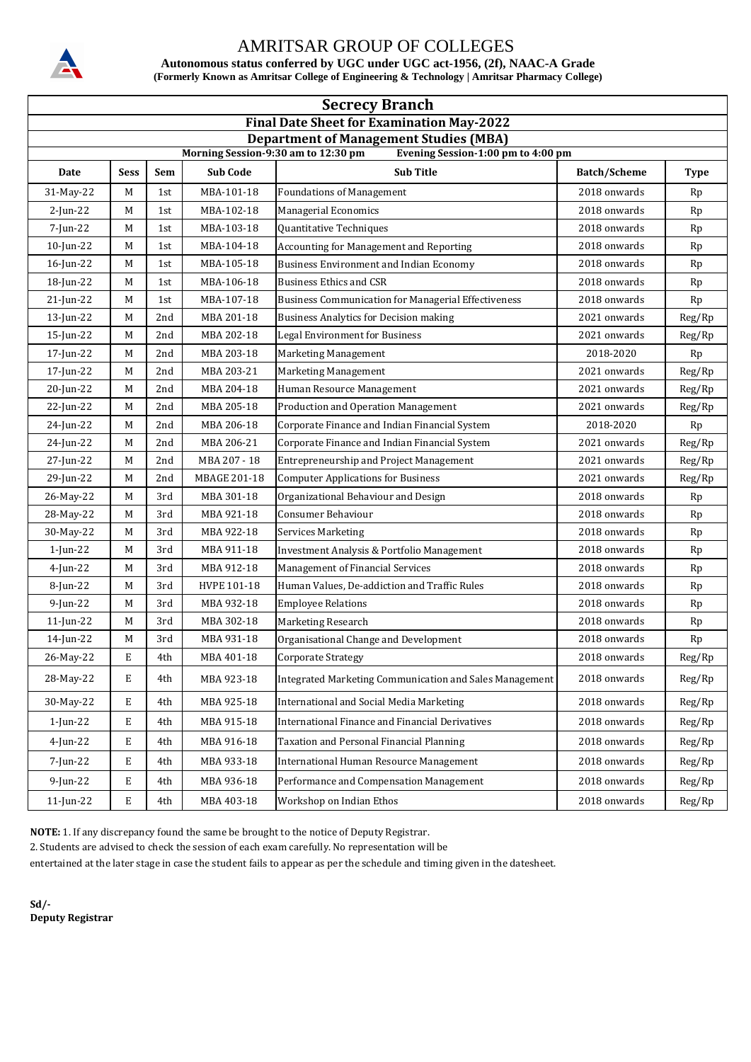# AMRITSAR GROUP OF COLLEGES

**Autonomous status conferred by UGC under UGC act-1956, (2f), NAAC-A Grade**

**(Formerly Known as Amritsar College of Engineering & Technology | Amritsar Pharmacy College)**

## Secrecy Branch

### Final Date Sheet for Examination May-2022

### Department of Management Studies (MBA)

**Morning Session-9:30 am to 12:30 pm** **Evening Session-1:00 pm to 4:00 pm**

| Date | Sess | Sem | Sub Code | Sub Title | Batch/Scheme | Type |
|---|---|---|---|---|---|---|
| 31-May-22 | M | 1st | MBA-101-18 | Foundations of Management | 2018 onwards | Rp |
| 2-Jun-22 | M | 1st | MBA-102-18 | Managerial Economics | 2018 onwards | Rp |
| 7-Jun-22 | M | 1st | MBA-103-18 | Quantitative Techniques | 2018 onwards | Rp |
| 10-Jun-22 | M | 1st | MBA-104-18 | Accounting for Management and Reporting | 2018 onwards | Rp |
| 16-Jun-22 | M | 1st | MBA-105-18 | Business Environment and Indian Economy | 2018 onwards | Rp |
| 18-Jun-22 | M | 1st | MBA-106-18 | Business Ethics and CSR | 2018 onwards | Rp |
| 21-Jun-22 | M | 1st | MBA-107-18 | Business Communication for Managerial Effectiveness | 2018 onwards | Rp |
| 13-Jun-22 | M | 2nd | MBA 201-18 | Business Analytics for Decision making | 2021 onwards | Reg/Rp |
| 15-Jun-22 | M | 2nd | MBA 202-18 | Legal Environment for Business | 2021 onwards | Reg/Rp |
| 17-Jun-22 | M | 2nd | MBA 203-18 | Marketing Management | 2018-2020 | Rp |
| 17-Jun-22 | M | 2nd | MBA 203-21 | Marketing Management | 2021 onwards | Reg/Rp |
| 20-Jun-22 | M | 2nd | MBA 204-18 | Human Resource Management | 2021 onwards | Reg/Rp |
| 22-Jun-22 | M | 2nd | MBA 205-18 | Production and Operation Management | 2021 onwards | Reg/Rp |
| 24-Jun-22 | M | 2nd | MBA 206-18 | Corporate Finance and Indian Financial System | 2018-2020 | Rp |
| 24-Jun-22 | M | 2nd | MBA 206-21 | Corporate Finance and Indian Financial System | 2021 onwards | Reg/Rp |
| 27-Jun-22 | M | 2nd | MBA 207 - 18 | Entrepreneurship and Project Management | 2021 onwards | Reg/Rp |
| 29-Jun-22 | M | 2nd | MBAGE 201-18 | Computer Applications for Business | 2021 onwards | Reg/Rp |
| 26-May-22 | M | 3rd | MBA 301-18 | Organizational Behaviour and Design | 2018 onwards | Rp |
| 28-May-22 | M | 3rd | MBA 921-18 | Consumer Behaviour | 2018 onwards | Rp |
| 30-May-22 | M | 3rd | MBA 922-18 | Services Marketing | 2018 onwards | Rp |
| 1-Jun-22 | M | 3rd | MBA 911-18 | Investment Analysis & Portfolio Management | 2018 onwards | Rp |
| 4-Jun-22 | M | 3rd | MBA 912-18 | Management of Financial Services | 2018 onwards | Rp |
| 8-Jun-22 | M | 3rd | HVPE 101-18 | Human Values, De-addiction and Traffic Rules | 2018 onwards | Rp |
| 9-Jun-22 | M | 3rd | MBA 932-18 | Employee Relations | 2018 onwards | Rp |
| 11-Jun-22 | M | 3rd | MBA 302-18 | Marketing Research | 2018 onwards | Rp |
| 14-Jun-22 | M | 3rd | MBA 931-18 | Organisational Change and Development | 2018 onwards | Rp |
| 26-May-22 | E | 4th | MBA 401-18 | Corporate Strategy | 2018 onwards | Reg/Rp |
| 28-May-22 | E | 4th | MBA 923-18 | Integrated Marketing Communication and Sales Management | 2018 onwards | Reg/Rp |
| 30-May-22 | E | 4th | MBA 925-18 | International and Social Media Marketing | 2018 onwards | Reg/Rp |
| 1-Jun-22 | E | 4th | MBA 915-18 | International Finance and Financial Derivatives | 2018 onwards | Reg/Rp |
| 4-Jun-22 | E | 4th | MBA 916-18 | Taxation and Personal Financial Planning | 2018 onwards | Reg/Rp |
| 7-Jun-22 | E | 4th | MBA 933-18 | International Human Resource Management | 2018 onwards | Reg/Rp |
| 9-Jun-22 | E | 4th | MBA 936-18 | Performance and Compensation Management | 2018 onwards | Reg/Rp |
| 11-Jun-22 | E | 4th | MBA 403-18 | Workshop on Indian Ethos | 2018 onwards | Reg/Rp |

**NOTE:** 1. If any discrepancy found the same be brought to the notice of Deputy Registrar.

2. Students are advised to check the session of each exam carefully. No representation will be entertained at the later stage in case the student fails to appear as per the schedule and timing given in the datesheet.

**Sd/-**
**Deputy Registrar**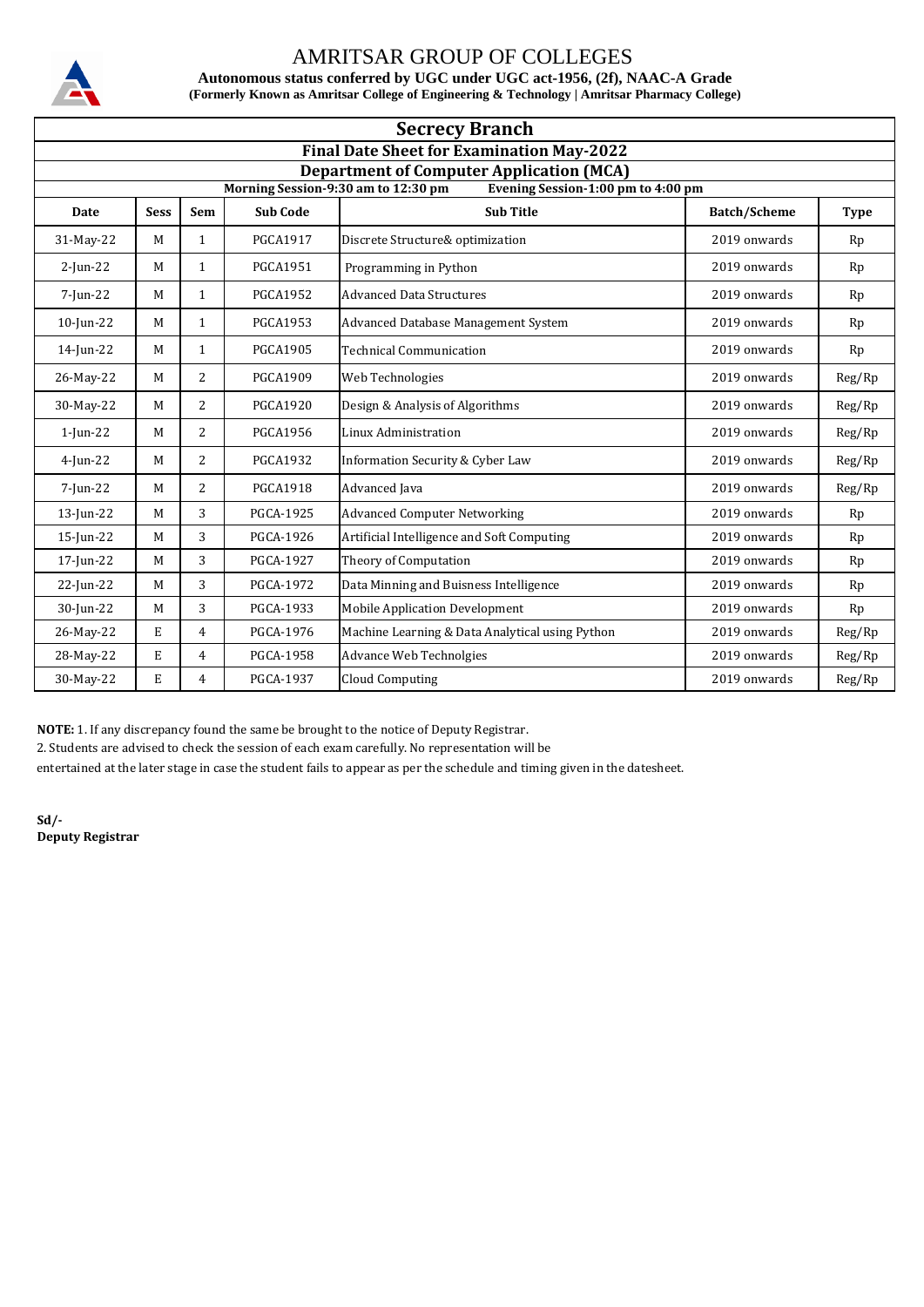# AMRITSAR GROUP OF COLLEGES

**Autonomous status conferred by UGC under UGC act-1956, (2f), NAAC-A Grade**

**(Formerly Known as Amritsar College of Engineering & Technology | Amritsar Pharmacy College)**

## Secrecy Branch

### Final Date Sheet for Examination May-2022

### Department of Computer Application (MCA)

**Morning Session-9:30 am to 12:30 pm** **Evening Session-1:00 pm to 4:00 pm**

| Date | Sess | Sem | Sub Code | Sub Title | Batch/Scheme | Type |
|---|---|---|---|---|---|---|
| 31-May-22 | M | 1 | PGCA1917 | Discrete Structure& optimization | 2019 onwards | Rp |
| 2-Jun-22 | M | 1 | PGCA1951 | Programming in Python | 2019 onwards | Rp |
| 7-Jun-22 | M | 1 | PGCA1952 | Advanced Data Structures | 2019 onwards | Rp |
| 10-Jun-22 | M | 1 | PGCA1953 | Advanced Database Management System | 2019 onwards | Rp |
| 14-Jun-22 | M | 1 | PGCA1905 | Technical Communication | 2019 onwards | Rp |
| 26-May-22 | M | 2 | PGCA1909 | Web Technologies | 2019 onwards | Reg/Rp |
| 30-May-22 | M | 2 | PGCA1920 | Design & Analysis of Algorithms | 2019 onwards | Reg/Rp |
| 1-Jun-22 | M | 2 | PGCA1956 | Linux Administration | 2019 onwards | Reg/Rp |
| 4-Jun-22 | M | 2 | PGCA1932 | Information Security & Cyber Law | 2019 onwards | Reg/Rp |
| 7-Jun-22 | M | 2 | PGCA1918 | Advanced Java | 2019 onwards | Reg/Rp |
| 13-Jun-22 | M | 3 | PGCA-1925 | Advanced Computer Networking | 2019 onwards | Rp |
| 15-Jun-22 | M | 3 | PGCA-1926 | Artificial Intelligence and Soft Computing | 2019 onwards | Rp |
| 17-Jun-22 | M | 3 | PGCA-1927 | Theory of Computation | 2019 onwards | Rp |
| 22-Jun-22 | M | 3 | PGCA-1972 | Data Minning and Buisness Intelligence | 2019 onwards | Rp |
| 30-Jun-22 | M | 3 | PGCA-1933 | Mobile Application Development | 2019 onwards | Rp |
| 26-May-22 | E | 4 | PGCA-1976 | Machine Learning & Data Analytical using Python | 2019 onwards | Reg/Rp |
| 28-May-22 | E | 4 | PGCA-1958 | Advance Web Technolgies | 2019 onwards | Reg/Rp |
| 30-May-22 | E | 4 | PGCA-1937 | Cloud Computing | 2019 onwards | Reg/Rp |

**NOTE:** 1. If any discrepancy found the same be brought to the notice of Deputy Registrar.

2. Students are advised to check the session of each exam carefully. No representation will be entertained at the later stage in case the student fails to appear as per the schedule and timing given in the datesheet.

**Sd/-**

**Deputy Registrar**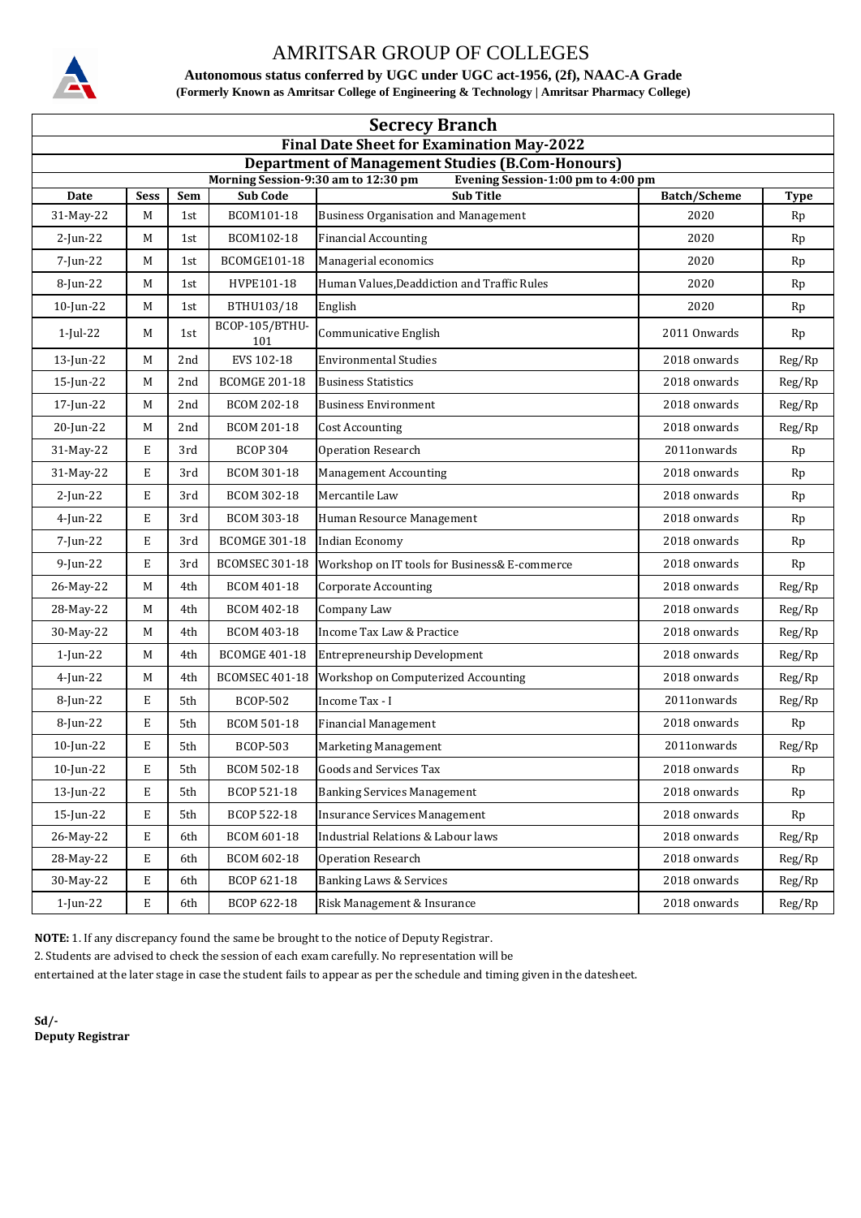# AMRITSAR GROUP OF COLLEGES

**Autonomous status conferred by UGC under UGC act-1956, (2f), NAAC-A Grade**

**(Formerly Known as Amritsar College of Engineering & Technology | Amritsar Pharmacy College)**

## Secrecy Branch

### Final Date Sheet for Examination May-2022

### Department of Management Studies (B.Com-Honours)

**Morning Session-9:30 am to 12:30 pm        Evening Session-1:00 pm to 4:00 pm**

| Date | Sess | Sem | Sub Code | Sub Title | Batch/Scheme | Type |
|---|---|---|---|---|---|---|
| 31-May-22 | M | 1st | BCOM101-18 | Business Organisation and Management | 2020 | Rp |
| 2-Jun-22 | M | 1st | BCOM102-18 | Financial Accounting | 2020 | Rp |
| 7-Jun-22 | M | 1st | BCOMGE101-18 | Managerial economics | 2020 | Rp |
| 8-Jun-22 | M | 1st | HVPE101-18 | Human Values,Deaddiction and Traffic Rules | 2020 | Rp |
| 10-Jun-22 | M | 1st | BTHU103/18 | English | 2020 | Rp |
| 1-Jul-22 | M | 1st | BCOP-105/BTHU-101 | Communicative English | 2011 Onwards | Rp |
| 13-Jun-22 | M | 2nd | EVS 102-18 | Environmental Studies | 2018 onwards | Reg/Rp |
| 15-Jun-22 | M | 2nd | BCOMGE 201-18 | Business Statistics | 2018 onwards | Reg/Rp |
| 17-Jun-22 | M | 2nd | BCOM 202-18 | Business Environment | 2018 onwards | Reg/Rp |
| 20-Jun-22 | M | 2nd | BCOM 201-18 | Cost Accounting | 2018 onwards | Reg/Rp |
| 31-May-22 | E | 3rd | BCOP 304 | Operation Research | 2011onwards | Rp |
| 31-May-22 | E | 3rd | BCOM 301-18 | Management Accounting | 2018 onwards | Rp |
| 2-Jun-22 | E | 3rd | BCOM 302-18 | Mercantile Law | 2018 onwards | Rp |
| 4-Jun-22 | E | 3rd | BCOM 303-18 | Human Resource Management | 2018 onwards | Rp |
| 7-Jun-22 | E | 3rd | BCOMGE 301-18 | Indian Economy | 2018 onwards | Rp |
| 9-Jun-22 | E | 3rd | BCOMSEC 301-18 | Workshop on IT tools for Business& E-commerce | 2018 onwards | Rp |
| 26-May-22 | M | 4th | BCOM 401-18 | Corporate Accounting | 2018 onwards | Reg/Rp |
| 28-May-22 | M | 4th | BCOM 402-18 | Company Law | 2018 onwards | Reg/Rp |
| 30-May-22 | M | 4th | BCOM 403-18 | Income Tax Law & Practice | 2018 onwards | Reg/Rp |
| 1-Jun-22 | M | 4th | BCOMGE 401-18 | Entrepreneurship Development | 2018 onwards | Reg/Rp |
| 4-Jun-22 | M | 4th | BCOMSEC 401-18 | Workshop on Computerized Accounting | 2018 onwards | Reg/Rp |
| 8-Jun-22 | E | 5th | BCOP-502 | Income Tax - I | 2011onwards | Reg/Rp |
| 8-Jun-22 | E | 5th | BCOM 501-18 | Financial Management | 2018 onwards | Rp |
| 10-Jun-22 | E | 5th | BCOP-503 | Marketing Management | 2011onwards | Reg/Rp |
| 10-Jun-22 | E | 5th | BCOM 502-18 | Goods and Services Tax | 2018 onwards | Rp |
| 13-Jun-22 | E | 5th | BCOP 521-18 | Banking Services Management | 2018 onwards | Rp |
| 15-Jun-22 | E | 5th | BCOP 522-18 | Insurance Services Management | 2018 onwards | Rp |
| 26-May-22 | E | 6th | BCOM 601-18 | Industrial Relations & Labour laws | 2018 onwards | Reg/Rp |
| 28-May-22 | E | 6th | BCOM 602-18 | Operation Research | 2018 onwards | Reg/Rp |
| 30-May-22 | E | 6th | BCOP 621-18 | Banking Laws & Services | 2018 onwards | Reg/Rp |
| 1-Jun-22 | E | 6th | BCOP 622-18 | Risk Management & Insurance | 2018 onwards | Reg/Rp |

**NOTE:** 1. If any discrepancy found the same be brought to the notice of Deputy Registrar.

2. Students are advised to check the session of each exam carefully. No representation will be entertained at the later stage in case the student fails to appear as per the schedule and timing given in the datesheet.

**Sd/-**
**Deputy Registrar**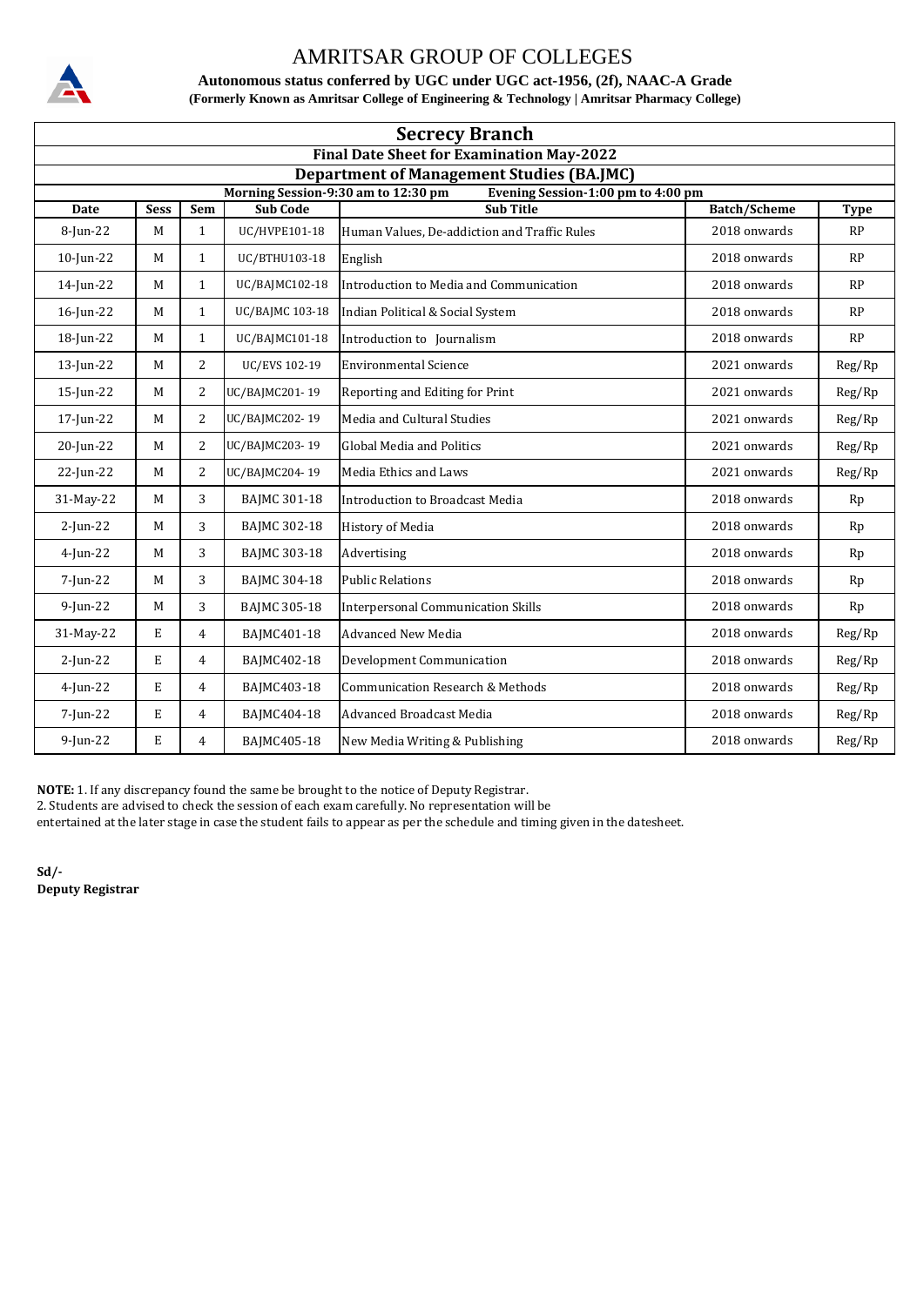# AMRITSAR GROUP OF COLLEGES

**Autonomous status conferred by UGC under UGC act-1956, (2f), NAAC-A Grade**

**(Formerly Known as Amritsar College of Engineering & Technology | Amritsar Pharmacy College)**

## Secrecy Branch

### Final Date Sheet for Examination May-2022

### Department of Management Studies (BA.JMC)

**Morning Session-9:30 am to 12:30 pm** **Evening Session-1:00 pm to 4:00 pm**

| Date | Sess | Sem | Sub Code | Sub Title | Batch/Scheme | Type |
|---|---|---|---|---|---|---|
| 8-Jun-22 | M | 1 | UC/HVPE101-18 | Human Values, De-addiction and Traffic Rules | 2018 onwards | RP |
| 10-Jun-22 | M | 1 | UC/BTHU103-18 | English | 2018 onwards | RP |
| 14-Jun-22 | M | 1 | UC/BAJMC102-18 | Introduction to Media and Communication | 2018 onwards | RP |
| 16-Jun-22 | M | 1 | UC/BAJMC 103-18 | Indian Political & Social System | 2018 onwards | RP |
| 18-Jun-22 | M | 1 | UC/BAJMC101-18 | Introduction to Journalism | 2018 onwards | RP |
| 13-Jun-22 | M | 2 | UC/EVS 102-19 | Environmental Science | 2021 onwards | Reg/Rp |
| 15-Jun-22 | M | 2 | UC/BAJMC201- 19 | Reporting and Editing for Print | 2021 onwards | Reg/Rp |
| 17-Jun-22 | M | 2 | UC/BAJMC202- 19 | Media and Cultural Studies | 2021 onwards | Reg/Rp |
| 20-Jun-22 | M | 2 | UC/BAJMC203- 19 | Global Media and Politics | 2021 onwards | Reg/Rp |
| 22-Jun-22 | M | 2 | UC/BAJMC204- 19 | Media Ethics and Laws | 2021 onwards | Reg/Rp |
| 31-May-22 | M | 3 | BAJMC 301-18 | Introduction to Broadcast Media | 2018 onwards | Rp |
| 2-Jun-22 | M | 3 | BAJMC 302-18 | History of Media | 2018 onwards | Rp |
| 4-Jun-22 | M | 3 | BAJMC 303-18 | Advertising | 2018 onwards | Rp |
| 7-Jun-22 | M | 3 | BAJMC 304-18 | Public Relations | 2018 onwards | Rp |
| 9-Jun-22 | M | 3 | BAJMC 305-18 | Interpersonal Communication Skills | 2018 onwards | Rp |
| 31-May-22 | E | 4 | BAJMC401-18 | Advanced New Media | 2018 onwards | Reg/Rp |
| 2-Jun-22 | E | 4 | BAJMC402-18 | Development Communication | 2018 onwards | Reg/Rp |
| 4-Jun-22 | E | 4 | BAJMC403-18 | Communication Research & Methods | 2018 onwards | Reg/Rp |
| 7-Jun-22 | E | 4 | BAJMC404-18 | Advanced Broadcast Media | 2018 onwards | Reg/Rp |
| 9-Jun-22 | E | 4 | BAJMC405-18 | New Media Writing & Publishing | 2018 onwards | Reg/Rp |

**NOTE:** 1. If any discrepancy found the same be brought to the notice of Deputy Registrar.
2. Students are advised to check the session of each exam carefully. No representation will be entertained at the later stage in case the student fails to appear as per the schedule and timing given in the datesheet.

**Sd/-**
**Deputy Registrar**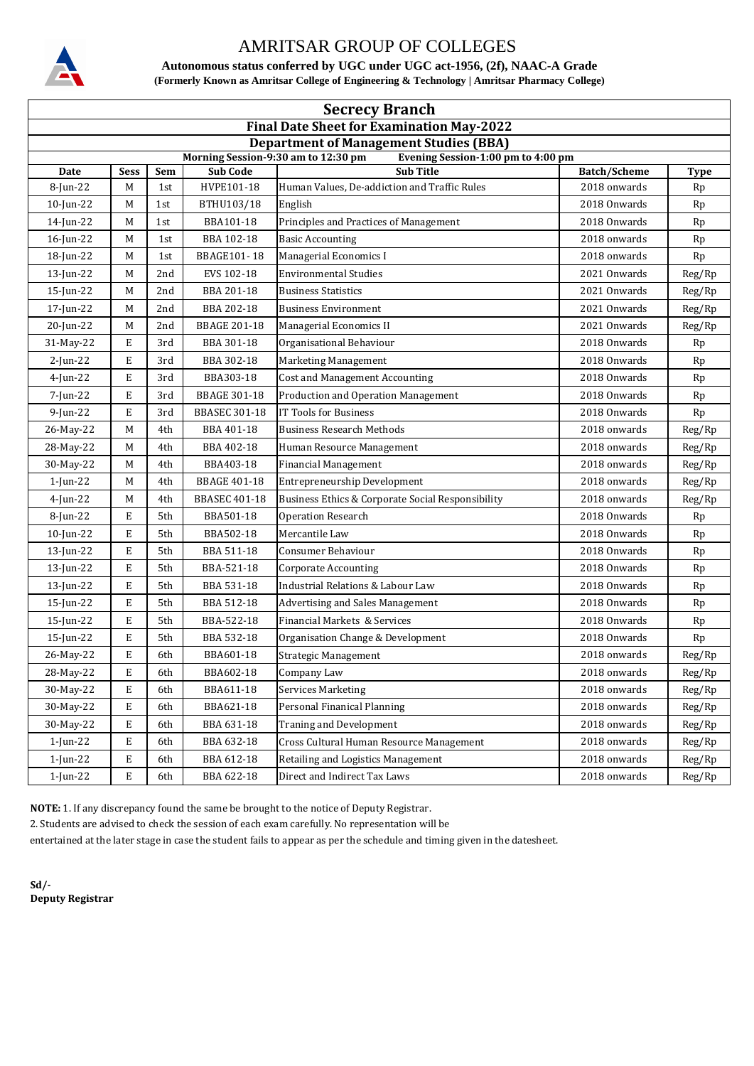# AMRITSAR GROUP OF COLLEGES

**Autonomous status conferred by UGC under UGC act-1956, (2f), NAAC-A Grade**

**(Formerly Known as Amritsar College of Engineering & Technology | Amritsar Pharmacy College)**

## Secrecy Branch

### Final Date Sheet for Examination May-2022

### Department of Management Studies (BBA)

**Morning Session-9:30 am to 12:30 pm** **Evening Session-1:00 pm to 4:00 pm**

| Date | Sess | Sem | Sub Code | Sub Title | Batch/Scheme | Type |
|---|---|---|---|---|---|---|
| 8-Jun-22 | M | 1st | HVPE101-18 | Human Values, De-addiction and Traffic Rules | 2018 onwards | Rp |
| 10-Jun-22 | M | 1st | BTHU103/18 | English | 2018 Onwards | Rp |
| 14-Jun-22 | M | 1st | BBA101-18 | Principles and Practices of Management | 2018 Onwards | Rp |
| 16-Jun-22 | M | 1st | BBA 102-18 | Basic Accounting | 2018 onwards | Rp |
| 18-Jun-22 | M | 1st | BBAGE101- 18 | Managerial Economics I | 2018 onwards | Rp |
| 13-Jun-22 | M | 2nd | EVS 102-18 | Environmental Studies | 2021 Onwards | Reg/Rp |
| 15-Jun-22 | M | 2nd | BBA 201-18 | Business Statistics | 2021 Onwards | Reg/Rp |
| 17-Jun-22 | M | 2nd | BBA 202-18 | Business Environment | 2021 Onwards | Reg/Rp |
| 20-Jun-22 | M | 2nd | BBAGE 201-18 | Managerial Economics II | 2021 Onwards | Reg/Rp |
| 31-May-22 | E | 3rd | BBA 301-18 | Organisational Behaviour | 2018 Onwards | Rp |
| 2-Jun-22 | E | 3rd | BBA 302-18 | Marketing Management | 2018 Onwards | Rp |
| 4-Jun-22 | E | 3rd | BBA303-18 | Cost and Management Accounting | 2018 Onwards | Rp |
| 7-Jun-22 | E | 3rd | BBAGE 301-18 | Production and Operation Management | 2018 Onwards | Rp |
| 9-Jun-22 | E | 3rd | BBASEC 301-18 | IT Tools for Business | 2018 Onwards | Rp |
| 26-May-22 | M | 4th | BBA 401-18 | Business Research Methods | 2018 onwards | Reg/Rp |
| 28-May-22 | M | 4th | BBA 402-18 | Human Resource Management | 2018 onwards | Reg/Rp |
| 30-May-22 | M | 4th | BBA403-18 | Financial Management | 2018 onwards | Reg/Rp |
| 1-Jun-22 | M | 4th | BBAGE 401-18 | Entrepreneurship Development | 2018 onwards | Reg/Rp |
| 4-Jun-22 | M | 4th | BBASEC 401-18 | Business Ethics & Corporate Social Responsibility | 2018 onwards | Reg/Rp |
| 8-Jun-22 | E | 5th | BBA501-18 | Operation Research | 2018 Onwards | Rp |
| 10-Jun-22 | E | 5th | BBA502-18 | Mercantile Law | 2018 Onwards | Rp |
| 13-Jun-22 | E | 5th | BBA 511-18 | Consumer Behaviour | 2018 Onwards | Rp |
| 13-Jun-22 | E | 5th | BBA-521-18 | Corporate Accounting | 2018 Onwards | Rp |
| 13-Jun-22 | E | 5th | BBA 531-18 | Industrial Relations & Labour Law | 2018 Onwards | Rp |
| 15-Jun-22 | E | 5th | BBA 512-18 | Advertising and Sales Management | 2018 Onwards | Rp |
| 15-Jun-22 | E | 5th | BBA-522-18 | Financial Markets & Services | 2018 Onwards | Rp |
| 15-Jun-22 | E | 5th | BBA 532-18 | Organisation Change & Development | 2018 Onwards | Rp |
| 26-May-22 | E | 6th | BBA601-18 | Strategic Management | 2018 onwards | Reg/Rp |
| 28-May-22 | E | 6th | BBA602-18 | Company Law | 2018 onwards | Reg/Rp |
| 30-May-22 | E | 6th | BBA611-18 | Services Marketing | 2018 onwards | Reg/Rp |
| 30-May-22 | E | 6th | BBA621-18 | Personal Finanical Planning | 2018 onwards | Reg/Rp |
| 30-May-22 | E | 6th | BBA 631-18 | Traning and Development | 2018 onwards | Reg/Rp |
| 1-Jun-22 | E | 6th | BBA 632-18 | Cross Cultural Human Resource Management | 2018 onwards | Reg/Rp |
| 1-Jun-22 | E | 6th | BBA 612-18 | Retailing and Logistics Management | 2018 onwards | Reg/Rp |
| 1-Jun-22 | E | 6th | BBA 622-18 | Direct and Indirect Tax Laws | 2018 onwards | Reg/Rp |

**NOTE:** 1. If any discrepancy found the same be brought to the notice of Deputy Registrar.

2. Students are advised to check the session of each exam carefully. No representation will be entertained at the later stage in case the student fails to appear as per the schedule and timing given in the datesheet.

**Sd/-**
**Deputy Registrar**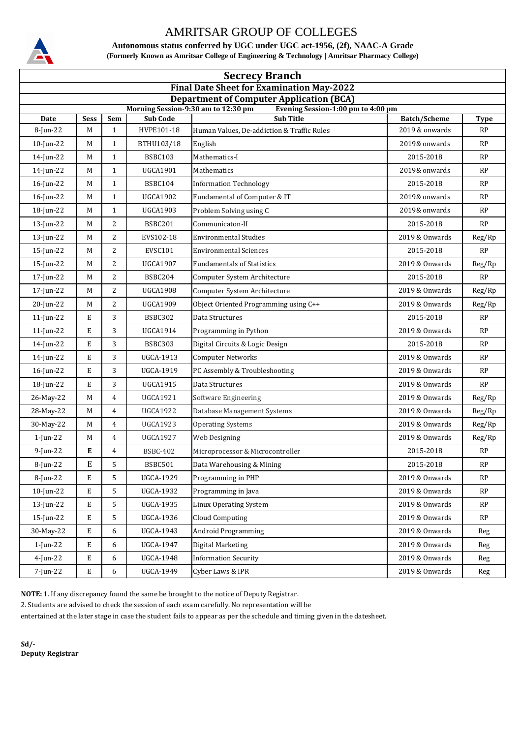# AMRITSAR GROUP OF COLLEGES

**Autonomous status conferred by UGC under UGC act-1956, (2f), NAAC-A Grade**

**(Formerly Known as Amritsar College of Engineering & Technology | Amritsar Pharmacy College)**

## Secrecy Branch

### Final Date Sheet for Examination May-2022

### Department of Computer Application (BCA)

**Morning Session-9:30 am to 12:30 pm        Evening Session-1:00 pm to 4:00 pm**

| Date | Sess | Sem | Sub Code | Sub Title | Batch/Scheme | Type |
|---|---|---|---|---|---|---|
| 8-Jun-22 | M | 1 | HVPE101-18 | Human Values, De-addiction & Traffic Rules | 2019 & onwards | RP |
| 10-Jun-22 | M | 1 | BTHU103/18 | English | 2019& onwards | RP |
| 14-Jun-22 | M | 1 | BSBC103 | Mathematics-I | 2015-2018 | RP |
| 14-Jun-22 | M | 1 | UGCA1901 | Mathematics | 2019& onwards | RP |
| 16-Jun-22 | M | 1 | BSBC104 | Information Technology | 2015-2018 | RP |
| 16-Jun-22 | M | 1 | UGCA1902 | Fundamental of Computer & IT | 2019& onwards | RP |
| 18-Jun-22 | M | 1 | UGCA1903 | Problem Solving using C | 2019& onwards | RP |
| 13-Jun-22 | M | 2 | BSBC201 | Communicaton-II | 2015-2018 | RP |
| 13-Jun-22 | M | 2 | EVS102-18 | Environmental Studies | 2019 & onwards | Reg/Rp |
| 15-Jun-22 | M | 2 | EVSC101 | Environmental Sciences | 2015-2018 | RP |
| 15-Jun-22 | M | 2 | UGCA1907 | Fundamentals of Statistics | 2019 & Onwards | Reg/Rp |
| 17-Jun-22 | M | 2 | BSBC204 | Computer System Architecture | 2015-2018 | RP |
| 17-Jun-22 | M | 2 | UGCA1908 | Computer System Architecture | 2019 & Onwards | Reg/Rp |
| 20-Jun-22 | M | 2 | UGCA1909 | Object Oriented Programming using C++ | 2019 & Onwards | Reg/Rp |
| 11-Jun-22 | E | 3 | BSBC302 | Data Structures | 2015-2018 | RP |
| 11-Jun-22 | E | 3 | UGCA1914 | Programming in Python | 2019 & Onwards | RP |
| 14-Jun-22 | E | 3 | BSBC303 | Digital Circuits & Logic Design | 2015-2018 | RP |
| 14-Jun-22 | E | 3 | UGCA-1913 | Computer Networks | 2019 & Onwards | RP |
| 16-Jun-22 | E | 3 | UGCA-1919 | PC Assembly & Troubleshooting | 2019 & Onwards | RP |
| 18-Jun-22 | E | 3 | UGCA1915 | Data Structures | 2019 & Onwards | RP |
| 26-May-22 | M | 4 | UGCA1921 | Software Engineering | 2019 & Onwards | Reg/Rp |
| 28-May-22 | M | 4 | UGCA1922 | Database Management Systems | 2019 & Onwards | Reg/Rp |
| 30-May-22 | M | 4 | UGCA1923 | Operating Systems | 2019 & Onwards | Reg/Rp |
| 1-Jun-22 | M | 4 | UGCA1927 | Web Designing | 2019 & Onwards | Reg/Rp |
| 9-Jun-22 | **E** | 4 | BSBC-402 | Microprocessor & Microcontroller | 2015-2018 | RP |
| 8-Jun-22 | E | 5 | BSBC501 | Data Warehousing & Mining | 2015-2018 | RP |
| 8-Jun-22 | E | 5 | UGCA-1929 | Programming in PHP | 2019 & Onwards | RP |
| 10-Jun-22 | E | 5 | UGCA-1932 | Programming in Java | 2019 & Onwards | RP |
| 13-Jun-22 | E | 5 | UGCA-1935 | Linux Operating System | 2019 & Onwards | RP |
| 15-Jun-22 | E | 5 | UGCA-1936 | Cloud Computing | 2019 & Onwards | RP |
| 30-May-22 | E | 6 | UGCA-1943 | Android Programming | 2019 & Onwards | Reg |
| 1-Jun-22 | E | 6 | UGCA-1947 | Digital Marketing | 2019 & Onwards | Reg |
| 4-Jun-22 | E | 6 | UGCA-1948 | Information Security | 2019 & Onwards | Reg |
| 7-Jun-22 | E | 6 | UGCA-1949 | Cyber Laws & IPR | 2019 & Onwards | Reg |

**NOTE:** 1. If any discrepancy found the same be brought to the notice of Deputy Registrar.

2. Students are advised to check the session of each exam carefully. No representation will be entertained at the later stage in case the student fails to appear as per the schedule and timing given in the datesheet.

**Sd/-**
**Deputy Registrar**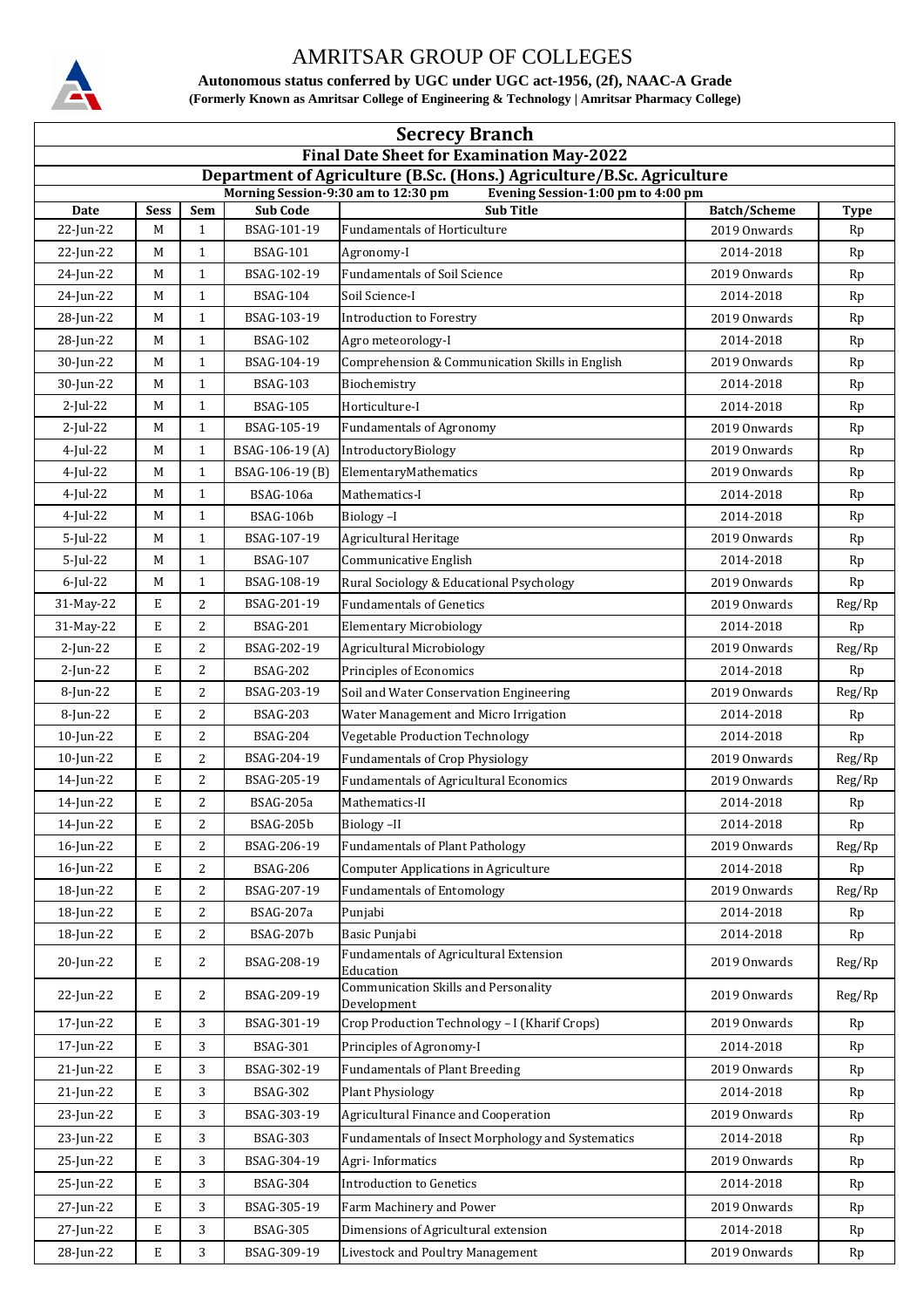# AMRITSAR GROUP OF COLLEGES

**Autonomous status conferred by UGC under UGC act-1956, (2f), NAAC-A Grade**

**(Formerly Known as Amritsar College of Engineering & Technology | Amritsar Pharmacy College)**

## Secrecy Branch

### Final Date Sheet for Examination May-2022

### Department of Agriculture (B.Sc. (Hons.) Agriculture/B.Sc. Agriculture

**Morning Session-9:30 am to 12:30 pm        Evening Session-1:00 pm to 4:00 pm**

| Date | Sess | Sem | Sub Code | Sub Title | Batch/Scheme | Type |
|---|---|---|---|---|---|---|
| 22-Jun-22 | M | 1 | BSAG-101-19 | Fundamentals of Horticulture | 2019 Onwards | Rp |
| 22-Jun-22 | M | 1 | BSAG-101 | Agronomy-I | 2014-2018 | Rp |
| 24-Jun-22 | M | 1 | BSAG-102-19 | Fundamentals of Soil Science | 2019 Onwards | Rp |
| 24-Jun-22 | M | 1 | BSAG-104 | Soil Science-I | 2014-2018 | Rp |
| 28-Jun-22 | M | 1 | BSAG-103-19 | Introduction to Forestry | 2019 Onwards | Rp |
| 28-Jun-22 | M | 1 | BSAG-102 | Agro meteorology-I | 2014-2018 | Rp |
| 30-Jun-22 | M | 1 | BSAG-104-19 | Comprehension & Communication Skills in English | 2019 Onwards | Rp |
| 30-Jun-22 | M | 1 | BSAG-103 | Biochemistry | 2014-2018 | Rp |
| 2-Jul-22 | M | 1 | BSAG-105 | Horticulture-I | 2014-2018 | Rp |
| 2-Jul-22 | M | 1 | BSAG-105-19 | Fundamentals of Agronomy | 2019 Onwards | Rp |
| 4-Jul-22 | M | 1 | BSAG-106-19 (A) | IntroductoryBiology | 2019 Onwards | Rp |
| 4-Jul-22 | M | 1 | BSAG-106-19 (B) | ElementaryMathematics | 2019 Onwards | Rp |
| 4-Jul-22 | M | 1 | BSAG-106a | Mathematics-I | 2014-2018 | Rp |
| 4-Jul-22 | M | 1 | BSAG-106b | Biology –I | 2014-2018 | Rp |
| 5-Jul-22 | M | 1 | BSAG-107-19 | Agricultural Heritage | 2019 Onwards | Rp |
| 5-Jul-22 | M | 1 | BSAG-107 | Communicative English | 2014-2018 | Rp |
| 6-Jul-22 | M | 1 | BSAG-108-19 | Rural Sociology & Educational Psychology | 2019 Onwards | Rp |
| 31-May-22 | E | 2 | BSAG-201-19 | Fundamentals of Genetics | 2019 Onwards | Reg/Rp |
| 31-May-22 | E | 2 | BSAG-201 | Elementary Microbiology | 2014-2018 | Rp |
| 2-Jun-22 | E | 2 | BSAG-202-19 | Agricultural Microbiology | 2019 Onwards | Reg/Rp |
| 2-Jun-22 | E | 2 | BSAG-202 | Principles of Economics | 2014-2018 | Rp |
| 8-Jun-22 | E | 2 | BSAG-203-19 | Soil and Water Conservation Engineering | 2019 Onwards | Reg/Rp |
| 8-Jun-22 | E | 2 | BSAG-203 | Water Management and Micro Irrigation | 2014-2018 | Rp |
| 10-Jun-22 | E | 2 | BSAG-204 | Vegetable Production Technology | 2014-2018 | Rp |
| 10-Jun-22 | E | 2 | BSAG-204-19 | Fundamentals of Crop Physiology | 2019 Onwards | Reg/Rp |
| 14-Jun-22 | E | 2 | BSAG-205-19 | Fundamentals of Agricultural Economics | 2019 Onwards | Reg/Rp |
| 14-Jun-22 | E | 2 | BSAG-205a | Mathematics-II | 2014-2018 | Rp |
| 14-Jun-22 | E | 2 | BSAG-205b | Biology –II | 2014-2018 | Rp |
| 16-Jun-22 | E | 2 | BSAG-206-19 | Fundamentals of Plant Pathology | 2019 Onwards | Reg/Rp |
| 16-Jun-22 | E | 2 | BSAG-206 | Computer Applications in Agriculture | 2014-2018 | Rp |
| 18-Jun-22 | E | 2 | BSAG-207-19 | Fundamentals of Entomology | 2019 Onwards | Reg/Rp |
| 18-Jun-22 | E | 2 | BSAG-207a | Punjabi | 2014-2018 | Rp |
| 18-Jun-22 | E | 2 | BSAG-207b | Basic Punjabi | 2014-2018 | Rp |
| 20-Jun-22 | E | 2 | BSAG-208-19 | Fundamentals of Agricultural Extension Education | 2019 Onwards | Reg/Rp |
| 22-Jun-22 | E | 2 | BSAG-209-19 | Communication Skills and Personality Development | 2019 Onwards | Reg/Rp |
| 17-Jun-22 | E | 3 | BSAG-301-19 | Crop Production Technology – I (Kharif Crops) | 2019 Onwards | Rp |
| 17-Jun-22 | E | 3 | BSAG-301 | Principles of Agronomy-I | 2014-2018 | Rp |
| 21-Jun-22 | E | 3 | BSAG-302-19 | Fundamentals of Plant Breeding | 2019 Onwards | Rp |
| 21-Jun-22 | E | 3 | BSAG-302 | Plant Physiology | 2014-2018 | Rp |
| 23-Jun-22 | E | 3 | BSAG-303-19 | Agricultural Finance and Cooperation | 2019 Onwards | Rp |
| 23-Jun-22 | E | 3 | BSAG-303 | Fundamentals of Insect Morphology and Systematics | 2014-2018 | Rp |
| 25-Jun-22 | E | 3 | BSAG-304-19 | Agri- Informatics | 2019 Onwards | Rp |
| 25-Jun-22 | E | 3 | BSAG-304 | Introduction to Genetics | 2014-2018 | Rp |
| 27-Jun-22 | E | 3 | BSAG-305-19 | Farm Machinery and Power | 2019 Onwards | Rp |
| 27-Jun-22 | E | 3 | BSAG-305 | Dimensions of Agricultural extension | 2014-2018 | Rp |
| 28-Jun-22 | E | 3 | BSAG-309-19 | Livestock and Poultry Management | 2019 Onwards | Rp |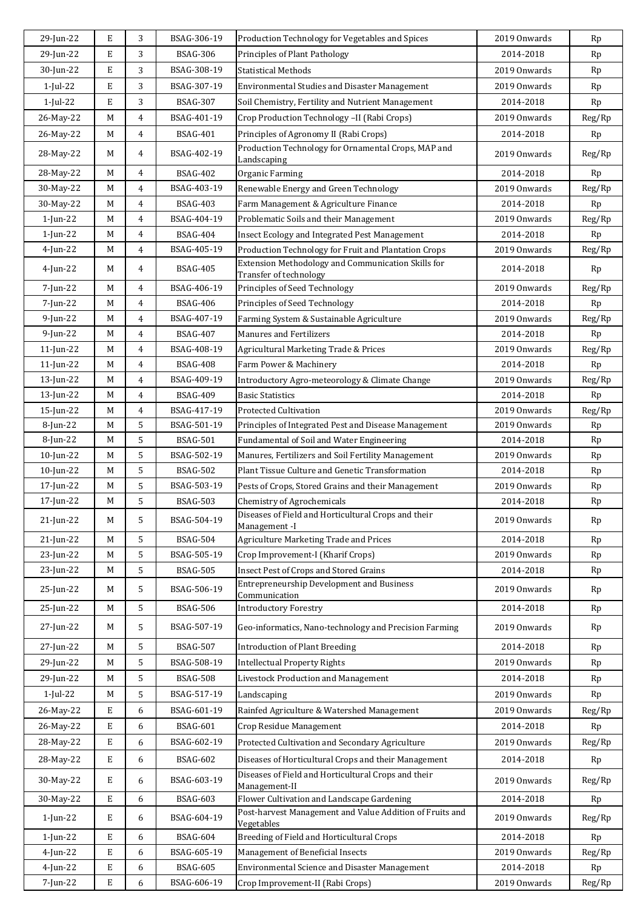| 29-Jun-22 | E | 3 | BSAG-306-19 | Production Technology for Vegetables and Spices | 2019 Onwards | Rp |
|---|---|---|---|---|---|---|
| 29-Jun-22 | E | 3 | BSAG-306 | Principles of Plant Pathology | 2014-2018 | Rp |
| 30-Jun-22 | E | 3 | BSAG-308-19 | Statistical Methods | 2019 Onwards | Rp |
| 1-Jul-22 | E | 3 | BSAG-307-19 | Environmental Studies and Disaster Management | 2019 Onwards | Rp |
| 1-Jul-22 | E | 3 | BSAG-307 | Soil Chemistry, Fertility and Nutrient Management | 2014-2018 | Rp |
| 26-May-22 | M | 4 | BSAG-401-19 | Crop Production Technology –II (Rabi Crops) | 2019 Onwards | Reg/Rp |
| 26-May-22 | M | 4 | BSAG-401 | Principles of Agronomy II (Rabi Crops) | 2014-2018 | Rp |
| 28-May-22 | M | 4 | BSAG-402-19 | Production Technology for Ornamental Crops, MAP and Landscaping | 2019 Onwards | Reg/Rp |
| 28-May-22 | M | 4 | BSAG-402 | Organic Farming | 2014-2018 | Rp |
| 30-May-22 | M | 4 | BSAG-403-19 | Renewable Energy and Green Technology | 2019 Onwards | Reg/Rp |
| 30-May-22 | M | 4 | BSAG-403 | Farm Management & Agriculture Finance | 2014-2018 | Rp |
| 1-Jun-22 | M | 4 | BSAG-404-19 | Problematic Soils and their Management | 2019 Onwards | Reg/Rp |
| 1-Jun-22 | M | 4 | BSAG-404 | Insect Ecology and Integrated Pest Management | 2014-2018 | Rp |
| 4-Jun-22 | M | 4 | BSAG-405-19 | Production Technology for Fruit and Plantation Crops | 2019 Onwards | Reg/Rp |
| 4-Jun-22 | M | 4 | BSAG-405 | Extension Methodology and Communication Skills for Transfer of technology | 2014-2018 | Rp |
| 7-Jun-22 | M | 4 | BSAG-406-19 | Principles of Seed Technology | 2019 Onwards | Reg/Rp |
| 7-Jun-22 | M | 4 | BSAG-406 | Principles of Seed Technology | 2014-2018 | Rp |
| 9-Jun-22 | M | 4 | BSAG-407-19 | Farming System & Sustainable Agriculture | 2019 Onwards | Reg/Rp |
| 9-Jun-22 | M | 4 | BSAG-407 | Manures and Fertilizers | 2014-2018 | Rp |
| 11-Jun-22 | M | 4 | BSAG-408-19 | Agricultural Marketing Trade & Prices | 2019 Onwards | Reg/Rp |
| 11-Jun-22 | M | 4 | BSAG-408 | Farm Power & Machinery | 2014-2018 | Rp |
| 13-Jun-22 | M | 4 | BSAG-409-19 | Introductory Agro-meteorology & Climate Change | 2019 Onwards | Reg/Rp |
| 13-Jun-22 | M | 4 | BSAG-409 | Basic Statistics | 2014-2018 | Rp |
| 15-Jun-22 | M | 4 | BSAG-417-19 | Protected Cultivation | 2019 Onwards | Reg/Rp |
| 8-Jun-22 | M | 5 | BSAG-501-19 | Principles of Integrated Pest and Disease Management | 2019 Onwards | Rp |
| 8-Jun-22 | M | 5 | BSAG-501 | Fundamental of Soil and Water Engineering | 2014-2018 | Rp |
| 10-Jun-22 | M | 5 | BSAG-502-19 | Manures, Fertilizers and Soil Fertility Management | 2019 Onwards | Rp |
| 10-Jun-22 | M | 5 | BSAG-502 | Plant Tissue Culture and Genetic Transformation | 2014-2018 | Rp |
| 17-Jun-22 | M | 5 | BSAG-503-19 | Pests of Crops, Stored Grains and their Management | 2019 Onwards | Rp |
| 17-Jun-22 | M | 5 | BSAG-503 | Chemistry of Agrochemicals | 2014-2018 | Rp |
| 21-Jun-22 | M | 5 | BSAG-504-19 | Diseases of Field and Horticultural Crops and their Management -I | 2019 Onwards | Rp |
| 21-Jun-22 | M | 5 | BSAG-504 | Agriculture Marketing Trade and Prices | 2014-2018 | Rp |
| 23-Jun-22 | M | 5 | BSAG-505-19 | Crop Improvement-I (Kharif Crops) | 2019 Onwards | Rp |
| 23-Jun-22 | M | 5 | BSAG-505 | Insect Pest of Crops and Stored Grains | 2014-2018 | Rp |
| 25-Jun-22 | M | 5 | BSAG-506-19 | Entrepreneurship Development and Business Communication | 2019 Onwards | Rp |
| 25-Jun-22 | M | 5 | BSAG-506 | Introductory Forestry | 2014-2018 | Rp |
| 27-Jun-22 | M | 5 | BSAG-507-19 | Geo-informatics, Nano-technology and Precision Farming | 2019 Onwards | Rp |
| 27-Jun-22 | M | 5 | BSAG-507 | Introduction of Plant Breeding | 2014-2018 | Rp |
| 29-Jun-22 | M | 5 | BSAG-508-19 | Intellectual Property Rights | 2019 Onwards | Rp |
| 29-Jun-22 | M | 5 | BSAG-508 | Livestock Production and Management | 2014-2018 | Rp |
| 1-Jul-22 | M | 5 | BSAG-517-19 | Landscaping | 2019 Onwards | Rp |
| 26-May-22 | E | 6 | BSAG-601-19 | Rainfed Agriculture & Watershed Management | 2019 Onwards | Reg/Rp |
| 26-May-22 | E | 6 | BSAG-601 | Crop Residue Management | 2014-2018 | Rp |
| 28-May-22 | E | 6 | BSAG-602-19 | Protected Cultivation and Secondary Agriculture | 2019 Onwards | Reg/Rp |
| 28-May-22 | E | 6 | BSAG-602 | Diseases of Horticultural Crops and their Management | 2014-2018 | Rp |
| 30-May-22 | E | 6 | BSAG-603-19 | Diseases of Field and Horticultural Crops and their Management-II | 2019 Onwards | Reg/Rp |
| 30-May-22 | E | 6 | BSAG-603 | Flower Cultivation and Landscape Gardening | 2014-2018 | Rp |
| 1-Jun-22 | E | 6 | BSAG-604-19 | Post-harvest Management and Value Addition of Fruits and Vegetables | 2019 Onwards | Reg/Rp |
| 1-Jun-22 | E | 6 | BSAG-604 | Breeding of Field and Horticultural Crops | 2014-2018 | Rp |
| 4-Jun-22 | E | 6 | BSAG-605-19 | Management of Beneficial Insects | 2019 Onwards | Reg/Rp |
| 4-Jun-22 | E | 6 | BSAG-605 | Environmental Science and Disaster Management | 2014-2018 | Rp |
| 7-Jun-22 | E | 6 | BSAG-606-19 | Crop Improvement-II (Rabi Crops) | 2019 Onwards | Reg/Rp |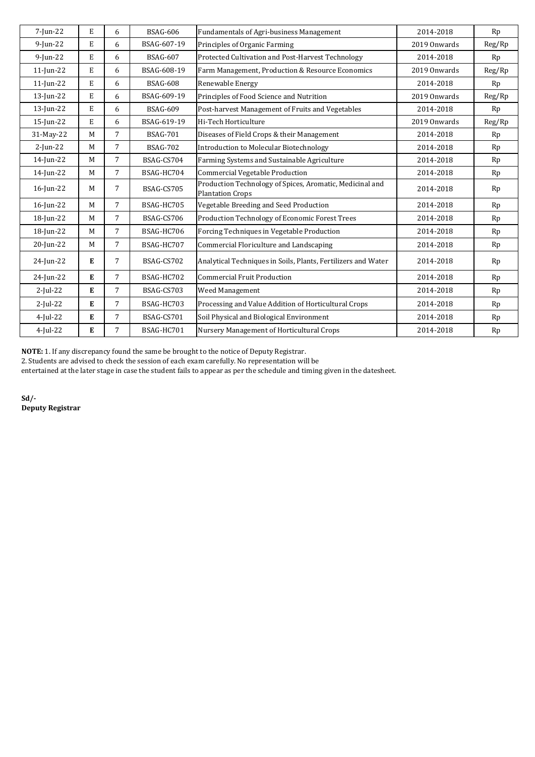| | | | | | | |
|---|---|---|---|---|---|---|
| 7-Jun-22 | E | 6 | BSAG-606 | Fundamentals of Agri-business Management | 2014-2018 | Rp |
| 9-Jun-22 | E | 6 | BSAG-607-19 | Principles of Organic Farming | 2019 Onwards | Reg/Rp |
| 9-Jun-22 | E | 6 | BSAG-607 | Protected Cultivation and Post-Harvest Technology | 2014-2018 | Rp |
| 11-Jun-22 | E | 6 | BSAG-608-19 | Farm Management, Production & Resource Economics | 2019 Onwards | Reg/Rp |
| 11-Jun-22 | E | 6 | BSAG-608 | Renewable Energy | 2014-2018 | Rp |
| 13-Jun-22 | E | 6 | BSAG-609-19 | Principles of Food Science and Nutrition | 2019 Onwards | Reg/Rp |
| 13-Jun-22 | E | 6 | BSAG-609 | Post-harvest Management of Fruits and Vegetables | 2014-2018 | Rp |
| 15-Jun-22 | E | 6 | BSAG-619-19 | Hi-Tech Horticulture | 2019 Onwards | Reg/Rp |
| 31-May-22 | M | 7 | BSAG-701 | Diseases of Field Crops & their Management | 2014-2018 | Rp |
| 2-Jun-22 | M | 7 | BSAG-702 | Introduction to Molecular Biotechnology | 2014-2018 | Rp |
| 14-Jun-22 | M | 7 | BSAG-CS704 | Farming Systems and Sustainable Agriculture | 2014-2018 | Rp |
| 14-Jun-22 | M | 7 | BSAG-HC704 | Commercial Vegetable Production | 2014-2018 | Rp |
| 16-Jun-22 | M | 7 | BSAG-CS705 | Production Technology of Spices, Aromatic, Medicinal and Plantation Crops | 2014-2018 | Rp |
| 16-Jun-22 | M | 7 | BSAG-HC705 | Vegetable Breeding and Seed Production | 2014-2018 | Rp |
| 18-Jun-22 | M | 7 | BSAG-CS706 | Production Technology of Economic Forest Trees | 2014-2018 | Rp |
| 18-Jun-22 | M | 7 | BSAG-HC706 | Forcing Techniques in Vegetable Production | 2014-2018 | Rp |
| 20-Jun-22 | M | 7 | BSAG-HC707 | Commercial Floriculture and Landscaping | 2014-2018 | Rp |
| 24-Jun-22 | **E** | 7 | BSAG-CS702 | Analytical Techniques in Soils, Plants, Fertilizers and Water | 2014-2018 | Rp |
| 24-Jun-22 | **E** | 7 | BSAG-HC702 | Commercial Fruit Production | 2014-2018 | Rp |
| 2-Jul-22 | **E** | 7 | BSAG-CS703 | Weed Management | 2014-2018 | Rp |
| 2-Jul-22 | **E** | 7 | BSAG-HC703 | Processing and Value Addition of Horticultural Crops | 2014-2018 | Rp |
| 4-Jul-22 | **E** | 7 | BSAG-CS701 | Soil Physical and Biological Environment | 2014-2018 | Rp |
| 4-Jul-22 | **E** | 7 | BSAG-HC701 | Nursery Management of Horticultural Crops | 2014-2018 | Rp |

**NOTE:** 1. If any discrepancy found the same be brought to the notice of Deputy Registrar.
2. Students are advised to check the session of each exam carefully. No representation will be entertained at the later stage in case the student fails to appear as per the schedule and timing given in the datesheet.

**Sd/-**
**Deputy Registrar**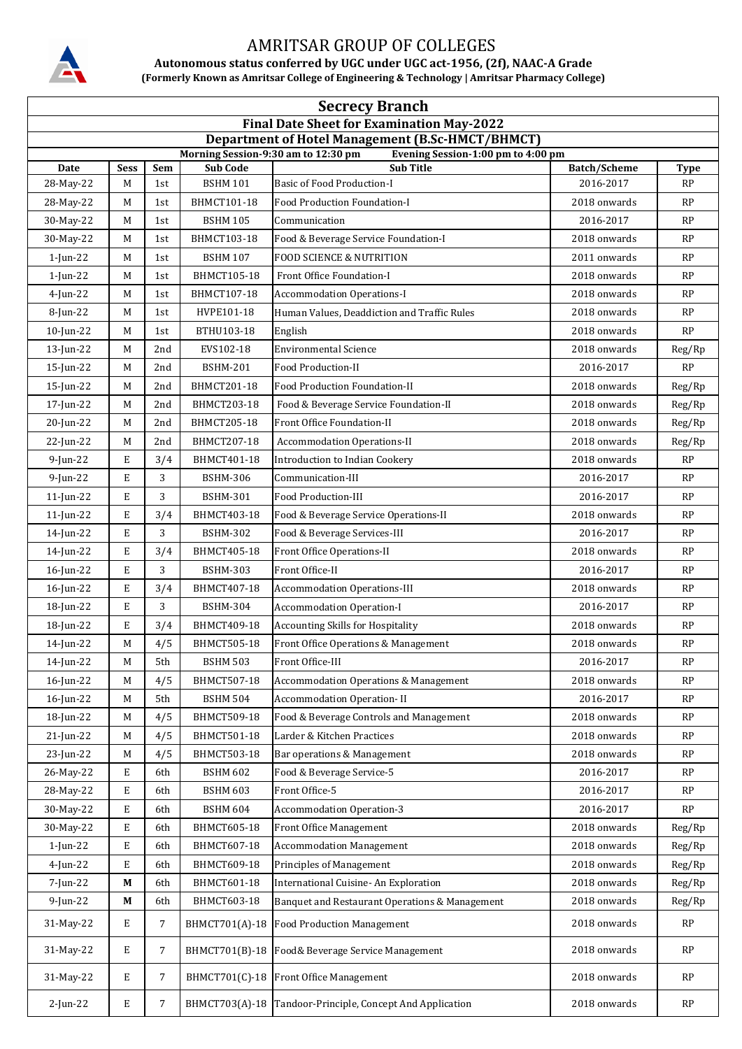# AMRITSAR GROUP OF COLLEGES

**Autonomous status conferred by UGC under UGC act-1956, (2f), NAAC-A Grade**

**(Formerly Known as Amritsar College of Engineering & Technology | Amritsar Pharmacy College)**

## Secrecy Branch

### Final Date Sheet for Examination May-2022

### Department of Hotel Management (B.Sc-HMCT/BHMCT)

**Morning Session-9:30 am to 12:30 pm    Evening Session-1:00 pm to 4:00 pm**

| Date | Sess | Sem | Sub Code | Sub Title | Batch/Scheme | Type |
|---|---|---|---|---|---|---|
| 28-May-22 | M | 1st | BSHM 101 | Basic of Food Production-I | 2016-2017 | RP |
| 28-May-22 | M | 1st | BHMCT101-18 | Food Production Foundation-I | 2018 onwards | RP |
| 30-May-22 | M | 1st | BSHM 105 | Communication | 2016-2017 | RP |
| 30-May-22 | M | 1st | BHMCT103-18 | Food & Beverage Service Foundation-I | 2018 onwards | RP |
| 1-Jun-22 | M | 1st | BSHM 107 | FOOD SCIENCE & NUTRITION | 2011 onwards | RP |
| 1-Jun-22 | M | 1st | BHMCT105-18 | Front Office Foundation-I | 2018 onwards | RP |
| 4-Jun-22 | M | 1st | BHMCT107-18 | Accommodation Operations-I | 2018 onwards | RP |
| 8-Jun-22 | M | 1st | HVPE101-18 | Human Values, Deaddiction and Traffic Rules | 2018 onwards | RP |
| 10-Jun-22 | M | 1st | BTHU103-18 | English | 2018 onwards | RP |
| 13-Jun-22 | M | 2nd | EVS102-18 | Environmental Science | 2018 onwards | Reg/Rp |
| 15-Jun-22 | M | 2nd | BSHM-201 | Food Production-II | 2016-2017 | RP |
| 15-Jun-22 | M | 2nd | BHMCT201-18 | Food Production Foundation-II | 2018 onwards | Reg/Rp |
| 17-Jun-22 | M | 2nd | BHMCT203-18 | Food & Beverage Service Foundation-II | 2018 onwards | Reg/Rp |
| 20-Jun-22 | M | 2nd | BHMCT205-18 | Front Office Foundation-II | 2018 onwards | Reg/Rp |
| 22-Jun-22 | M | 2nd | BHMCT207-18 | Accommodation Operations-II | 2018 onwards | Reg/Rp |
| 9-Jun-22 | E | 3/4 | BHMCT401-18 | Introduction to Indian Cookery | 2018 onwards | RP |
| 9-Jun-22 | E | 3 | BSHM-306 | Communication-III | 2016-2017 | RP |
| 11-Jun-22 | E | 3 | BSHM-301 | Food Production-III | 2016-2017 | RP |
| 11-Jun-22 | E | 3/4 | BHMCT403-18 | Food & Beverage Service Operations-II | 2018 onwards | RP |
| 14-Jun-22 | E | 3 | BSHM-302 | Food & Beverage Services-III | 2016-2017 | RP |
| 14-Jun-22 | E | 3/4 | BHMCT405-18 | Front Office Operations-II | 2018 onwards | RP |
| 16-Jun-22 | E | 3 | BSHM-303 | Front Office-II | 2016-2017 | RP |
| 16-Jun-22 | E | 3/4 | BHMCT407-18 | Accommodation Operations-III | 2018 onwards | RP |
| 18-Jun-22 | E | 3 | BSHM-304 | Accommodation Operation-I | 2016-2017 | RP |
| 18-Jun-22 | E | 3/4 | BHMCT409-18 | Accounting Skills for Hospitality | 2018 onwards | RP |
| 14-Jun-22 | M | 4/5 | BHMCT505-18 | Front Office Operations & Management | 2018 onwards | RP |
| 14-Jun-22 | M | 5th | BSHM 503 | Front Office-III | 2016-2017 | RP |
| 16-Jun-22 | M | 4/5 | BHMCT507-18 | Accommodation Operations & Management | 2018 onwards | RP |
| 16-Jun-22 | M | 5th | BSHM 504 | Accommodation Operation- II | 2016-2017 | RP |
| 18-Jun-22 | M | 4/5 | BHMCT509-18 | Food & Beverage Controls and Management | 2018 onwards | RP |
| 21-Jun-22 | M | 4/5 | BHMCT501-18 | Larder & Kitchen Practices | 2018 onwards | RP |
| 23-Jun-22 | M | 4/5 | BHMCT503-18 | Bar operations & Management | 2018 onwards | RP |
| 26-May-22 | E | 6th | BSHM 602 | Food & Beverage Service-5 | 2016-2017 | RP |
| 28-May-22 | E | 6th | BSHM 603 | Front Office-5 | 2016-2017 | RP |
| 30-May-22 | E | 6th | BSHM 604 | Accommodation Operation-3 | 2016-2017 | RP |
| 30-May-22 | E | 6th | BHMCT605-18 | Front Office Management | 2018 onwards | Reg/Rp |
| 1-Jun-22 | E | 6th | BHMCT607-18 | Accommodation Management | 2018 onwards | Reg/Rp |
| 4-Jun-22 | E | 6th | BHMCT609-18 | Principles of Management | 2018 onwards | Reg/Rp |
| 7-Jun-22 | **M** | 6th | BHMCT601-18 | International Cuisine- An Exploration | 2018 onwards | Reg/Rp |
| 9-Jun-22 | **M** | 6th | BHMCT603-18 | Banquet and Restaurant Operations & Management | 2018 onwards | Reg/Rp |
| 31-May-22 | E | 7 | BHMCT701(A)-18 | Food Production Management | 2018 onwards | RP |
| 31-May-22 | E | 7 | BHMCT701(B)-18 | Food& Beverage Service Management | 2018 onwards | RP |
| 31-May-22 | E | 7 | BHMCT701(C)-18 | Front Office Management | 2018 onwards | RP |
| 2-Jun-22 | E | 7 | BHMCT703(A)-18 | Tandoor-Principle, Concept And Application | 2018 onwards | RP |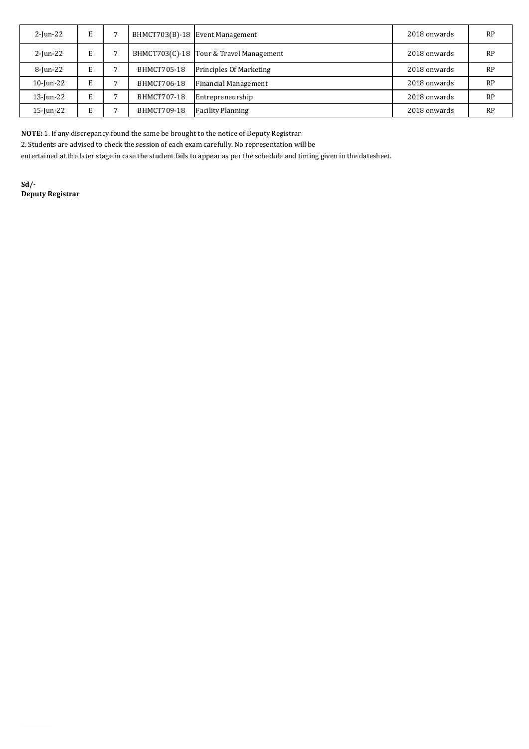| | | | | | | |
|---|---|---|---|---|---|---|
| 2-Jun-22 | E | 7 | BHMCT703(B)-18 | Event Management | 2018 onwards | RP |
| 2-Jun-22 | E | 7 | BHMCT703(C)-18 | Tour & Travel Management | 2018 onwards | RP |
| 8-Jun-22 | E | 7 | BHMCT705-18 | Principles Of Marketing | 2018 onwards | RP |
| 10-Jun-22 | E | 7 | BHMCT706-18 | Financial Management | 2018 onwards | RP |
| 13-Jun-22 | E | 7 | BHMCT707-18 | Entrepreneurship | 2018 onwards | RP |
| 15-Jun-22 | E | 7 | BHMCT709-18 | Facility Planning | 2018 onwards | RP |

**NOTE:** 1. If any discrepancy found the same be brought to the notice of Deputy Registrar.

2. Students are advised to check the session of each exam carefully. No representation will be entertained at the later stage in case the student fails to appear as per the schedule and timing given in the datesheet.

**Sd/-**
**Deputy Registrar**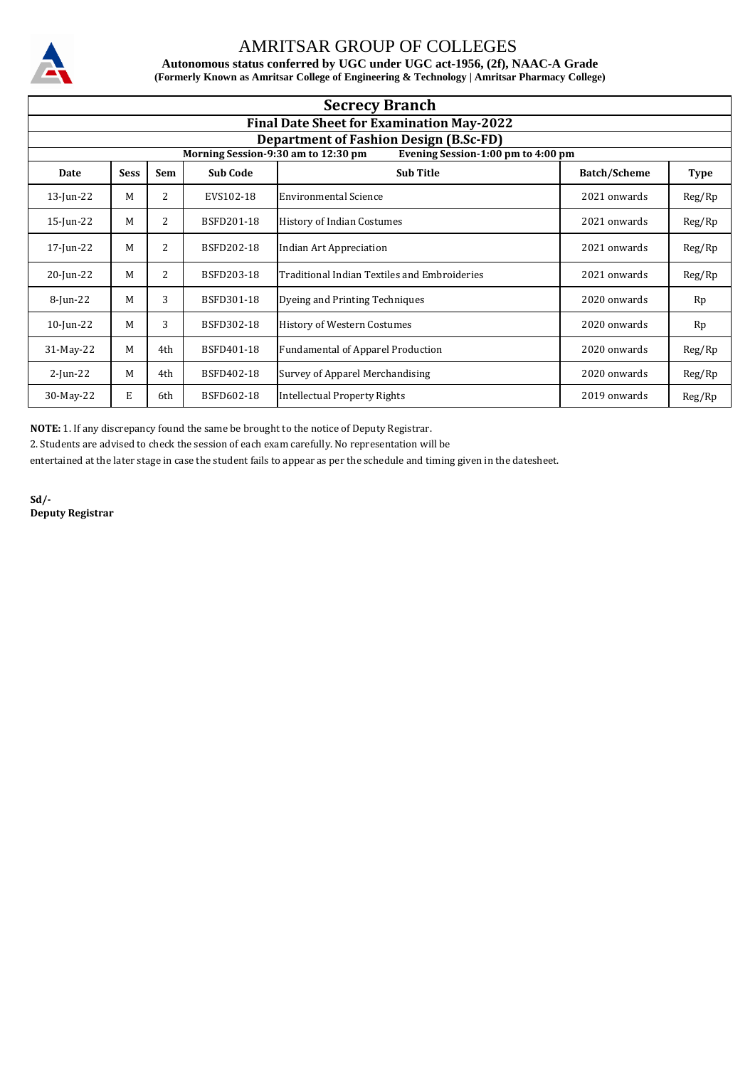# AMRITSAR GROUP OF COLLEGES

**Autonomous status conferred by UGC under UGC act-1956, (2f), NAAC-A Grade**

**(Formerly Known as Amritsar College of Engineering & Technology | Amritsar Pharmacy College)**

## Secrecy Branch

### Final Date Sheet for Examination May-2022

### Department of Fashion Design (B.Sc-FD)

**Morning Session-9:30 am to 12:30 pm** **Evening Session-1:00 pm to 4:00 pm**

| Date | Sess | Sem | Sub Code | Sub Title | Batch/Scheme | Type |
|---|---|---|---|---|---|---|
| 13-Jun-22 | M | 2 | EVS102-18 | Environmental Science | 2021 onwards | Reg/Rp |
| 15-Jun-22 | M | 2 | BSFD201-18 | History of Indian Costumes | 2021 onwards | Reg/Rp |
| 17-Jun-22 | M | 2 | BSFD202-18 | Indian Art Appreciation | 2021 onwards | Reg/Rp |
| 20-Jun-22 | M | 2 | BSFD203-18 | Traditional Indian Textiles and Embroideries | 2021 onwards | Reg/Rp |
| 8-Jun-22 | M | 3 | BSFD301-18 | Dyeing and Printing Techniques | 2020 onwards | Rp |
| 10-Jun-22 | M | 3 | BSFD302-18 | History of Western Costumes | 2020 onwards | Rp |
| 31-May-22 | M | 4th | BSFD401-18 | Fundamental of Apparel Production | 2020 onwards | Reg/Rp |
| 2-Jun-22 | M | 4th | BSFD402-18 | Survey of Apparel Merchandising | 2020 onwards | Reg/Rp |
| 30-May-22 | E | 6th | BSFD602-18 | Intellectual Property Rights | 2019 onwards | Reg/Rp |

**NOTE:** 1. If any discrepancy found the same be brought to the notice of Deputy Registrar.

2. Students are advised to check the session of each exam carefully. No representation will be entertained at the later stage in case the student fails to appear as per the schedule and timing given in the datesheet.

**Sd/-**
**Deputy Registrar**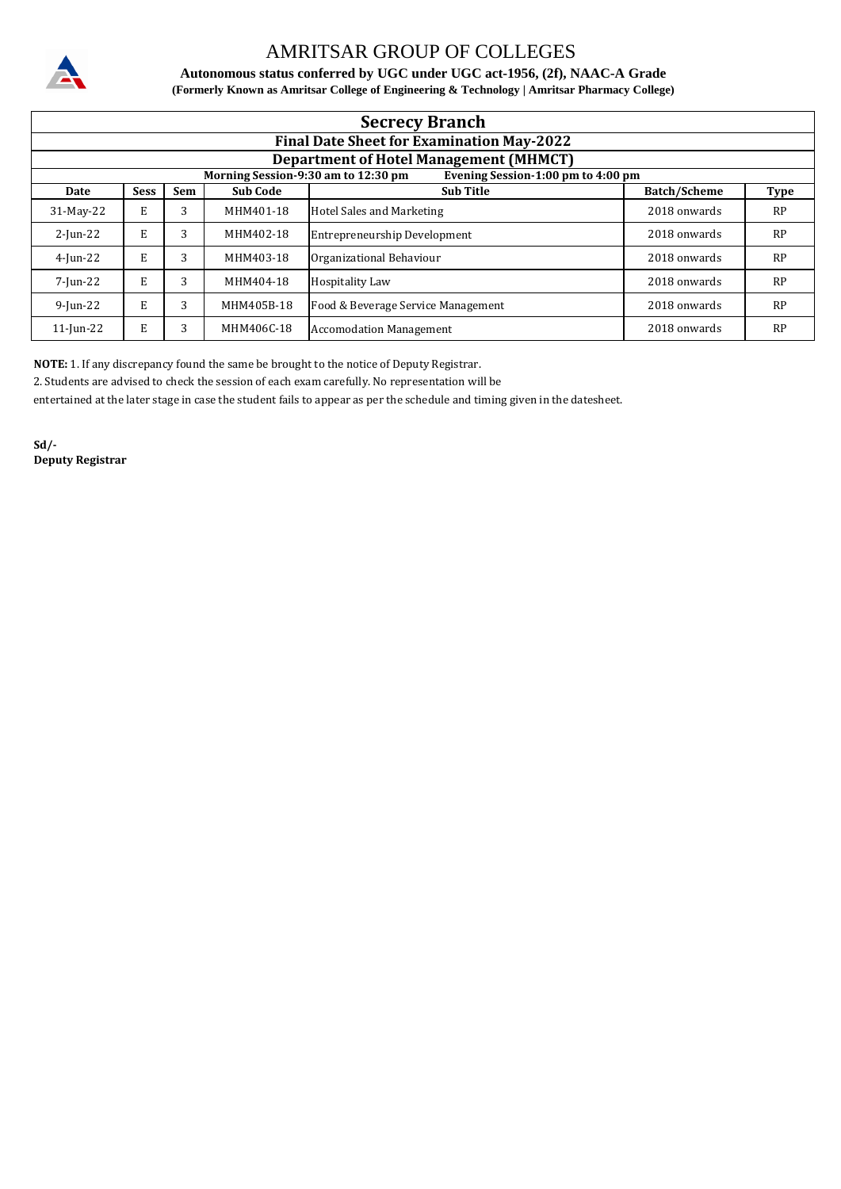# AMRITSAR GROUP OF COLLEGES

**Autonomous status conferred by UGC under UGC act-1956, (2f), NAAC-A Grade**

**(Formerly Known as Amritsar College of Engineering & Technology | Amritsar Pharmacy College)**

## Secrecy Branch

### Final Date Sheet for Examination May-2022

### Department of Hotel Management (MHMCT)

**Morning Session-9:30 am to 12:30 pm** **Evening Session-1:00 pm to 4:00 pm**

| Date | Sess | Sem | Sub Code | Sub Title | Batch/Scheme | Type |
|---|---|---|---|---|---|---|
| 31-May-22 | E | 3 | MHM401-18 | Hotel Sales and Marketing | 2018 onwards | RP |
| 2-Jun-22 | E | 3 | MHM402-18 | Entrepreneurship Development | 2018 onwards | RP |
| 4-Jun-22 | E | 3 | MHM403-18 | Organizational Behaviour | 2018 onwards | RP |
| 7-Jun-22 | E | 3 | MHM404-18 | Hospitality Law | 2018 onwards | RP |
| 9-Jun-22 | E | 3 | MHM405B-18 | Food & Beverage Service Management | 2018 onwards | RP |
| 11-Jun-22 | E | 3 | MHM406C-18 | Accomodation Management | 2018 onwards | RP |

**NOTE:** 1. If any discrepancy found the same be brought to the notice of Deputy Registrar.

2. Students are advised to check the session of each exam carefully. No representation will be entertained at the later stage in case the student fails to appear as per the schedule and timing given in the datesheet.

**Sd/-**
**Deputy Registrar**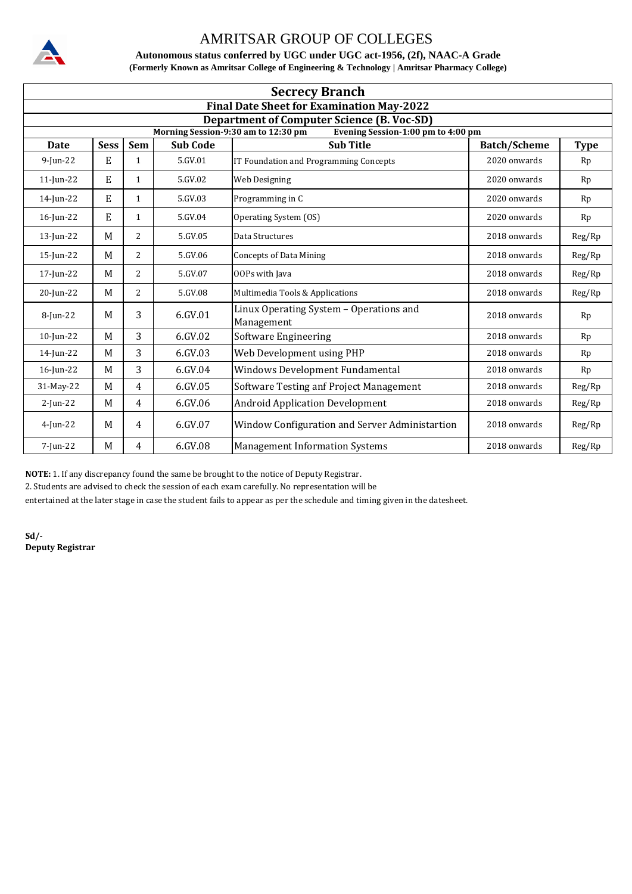# AMRITSAR GROUP OF COLLEGES

**Autonomous status conferred by UGC under UGC act-1956, (2f), NAAC-A Grade**

**(Formerly Known as Amritsar College of Engineering & Technology | Amritsar Pharmacy College)**

## Secrecy Branch

### Final Date Sheet for Examination May-2022

### Department of Computer Science (B. Voc-SD)

**Morning Session-9:30 am to 12:30 pm** **Evening Session-1:00 pm to 4:00 pm**

| Date | Sess | Sem | Sub Code | Sub Title | Batch/Scheme | Type |
|---|---|---|---|---|---|---|
| 9-Jun-22 | E | 1 | 5.GV.01 | IT Foundation and Programming Concepts | 2020 onwards | Rp |
| 11-Jun-22 | E | 1 | 5.GV.02 | Web Designing | 2020 onwards | Rp |
| 14-Jun-22 | E | 1 | 5.GV.03 | Programming in C | 2020 onwards | Rp |
| 16-Jun-22 | E | 1 | 5.GV.04 | Operating System (OS) | 2020 onwards | Rp |
| 13-Jun-22 | M | 2 | 5.GV.05 | Data Structures | 2018 onwards | Reg/Rp |
| 15-Jun-22 | M | 2 | 5.GV.06 | Concepts of Data Mining | 2018 onwards | Reg/Rp |
| 17-Jun-22 | M | 2 | 5.GV.07 | OOPs with Java | 2018 onwards | Reg/Rp |
| 20-Jun-22 | M | 2 | 5.GV.08 | Multimedia Tools & Applications | 2018 onwards | Reg/Rp |
| 8-Jun-22 | M | 3 | 6.GV.01 | Linux Operating System – Operations and Management | 2018 onwards | Rp |
| 10-Jun-22 | M | 3 | 6.GV.02 | Software Engineering | 2018 onwards | Rp |
| 14-Jun-22 | M | 3 | 6.GV.03 | Web Development using PHP | 2018 onwards | Rp |
| 16-Jun-22 | M | 3 | 6.GV.04 | Windows Development Fundamental | 2018 onwards | Rp |
| 31-May-22 | M | 4 | 6.GV.05 | Software Testing anf Project Management | 2018 onwards | Reg/Rp |
| 2-Jun-22 | M | 4 | 6.GV.06 | Android Application Development | 2018 onwards | Reg/Rp |
| 4-Jun-22 | M | 4 | 6.GV.07 | Window Configuration and Server Administartion | 2018 onwards | Reg/Rp |
| 7-Jun-22 | M | 4 | 6.GV.08 | Management Information Systems | 2018 onwards | Reg/Rp |

**NOTE:** 1. If any discrepancy found the same be brought to the notice of Deputy Registrar.

2. Students are advised to check the session of each exam carefully. No representation will be entertained at the later stage in case the student fails to appear as per the schedule and timing given in the datesheet.

**Sd/-**
**Deputy Registrar**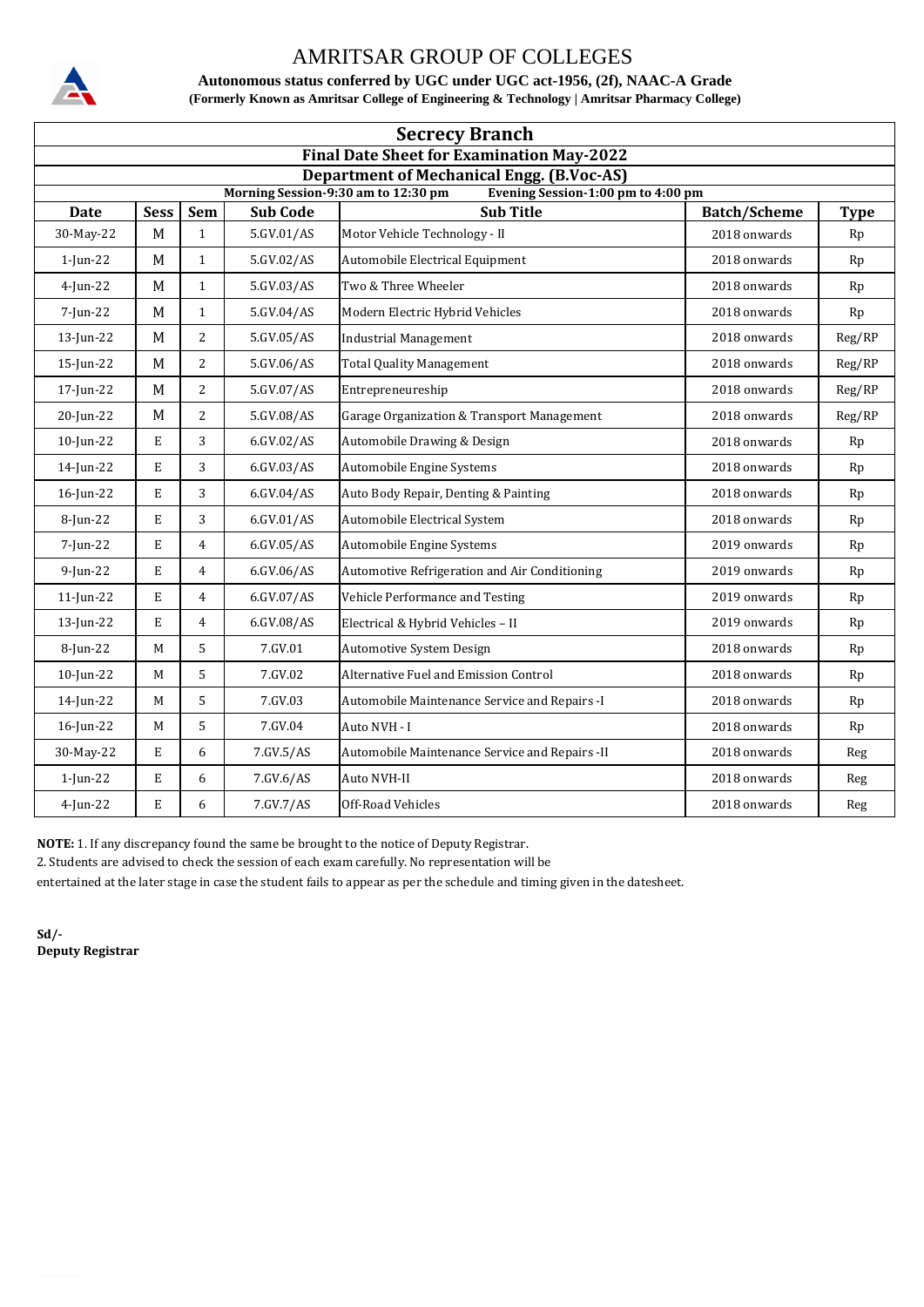# AMRITSAR GROUP OF COLLEGES

**Autonomous status conferred by UGC under UGC act-1956, (2f), NAAC-A Grade**

**(Formerly Known as Amritsar College of Engineering & Technology | Amritsar Pharmacy College)**

## Secrecy Branch

### Final Date Sheet for Examination May-2022

### Department of Mechanical Engg. (B.Voc-AS)

**Morning Session-9:30 am to 12:30 pm** **Evening Session-1:00 pm to 4:00 pm**

| Date | Sess | Sem | Sub Code | Sub Title | Batch/Scheme | Type |
|---|---|---|---|---|---|---|
| 30-May-22 | M | 1 | 5.GV.01/AS | Motor Vehicle Technology - II | 2018 onwards | Rp |
| 1-Jun-22 | M | 1 | 5.GV.02/AS | Automobile Electrical Equipment | 2018 onwards | Rp |
| 4-Jun-22 | M | 1 | 5.GV.03/AS | Two & Three Wheeler | 2018 onwards | Rp |
| 7-Jun-22 | M | 1 | 5.GV.04/AS | Modern Electric Hybrid Vehicles | 2018 onwards | Rp |
| 13-Jun-22 | M | 2 | 5.GV.05/AS | Industrial Management | 2018 onwards | Reg/RP |
| 15-Jun-22 | M | 2 | 5.GV.06/AS | Total Quality Management | 2018 onwards | Reg/RP |
| 17-Jun-22 | M | 2 | 5.GV.07/AS | Entrepreneureship | 2018 onwards | Reg/RP |
| 20-Jun-22 | M | 2 | 5.GV.08/AS | Garage Organization & Transport Management | 2018 onwards | Reg/RP |
| 10-Jun-22 | E | 3 | 6.GV.02/AS | Automobile Drawing & Design | 2018 onwards | Rp |
| 14-Jun-22 | E | 3 | 6.GV.03/AS | Automobile Engine Systems | 2018 onwards | Rp |
| 16-Jun-22 | E | 3 | 6.GV.04/AS | Auto Body Repair, Denting & Painting | 2018 onwards | Rp |
| 8-Jun-22 | E | 3 | 6.GV.01/AS | Automobile Electrical System | 2018 onwards | Rp |
| 7-Jun-22 | E | 4 | 6.GV.05/AS | Automobile Engine Systems | 2019 onwards | Rp |
| 9-Jun-22 | E | 4 | 6.GV.06/AS | Automotive Refrigeration and Air Conditioning | 2019 onwards | Rp |
| 11-Jun-22 | E | 4 | 6.GV.07/AS | Vehicle Performance and Testing | 2019 onwards | Rp |
| 13-Jun-22 | E | 4 | 6.GV.08/AS | Electrical & Hybrid Vehicles – II | 2019 onwards | Rp |
| 8-Jun-22 | M | 5 | 7.GV.01 | Automotive System Design | 2018 onwards | Rp |
| 10-Jun-22 | M | 5 | 7.GV.02 | Alternative Fuel and Emission Control | 2018 onwards | Rp |
| 14-Jun-22 | M | 5 | 7.GV.03 | Automobile Maintenance Service and Repairs -I | 2018 onwards | Rp |
| 16-Jun-22 | M | 5 | 7.GV.04 | Auto NVH - I | 2018 onwards | Rp |
| 30-May-22 | E | 6 | 7.GV.5/AS | Automobile Maintenance Service and Repairs -II | 2018 onwards | Reg |
| 1-Jun-22 | E | 6 | 7.GV.6/AS | Auto NVH-II | 2018 onwards | Reg |
| 4-Jun-22 | E | 6 | 7.GV.7/AS | Off-Road Vehicles | 2018 onwards | Reg |

**NOTE:** 1. If any discrepancy found the same be brought to the notice of Deputy Registrar.

2. Students are advised to check the session of each exam carefully. No representation will be entertained at the later stage in case the student fails to appear as per the schedule and timing given in the datesheet.

**Sd/-**
**Deputy Registrar**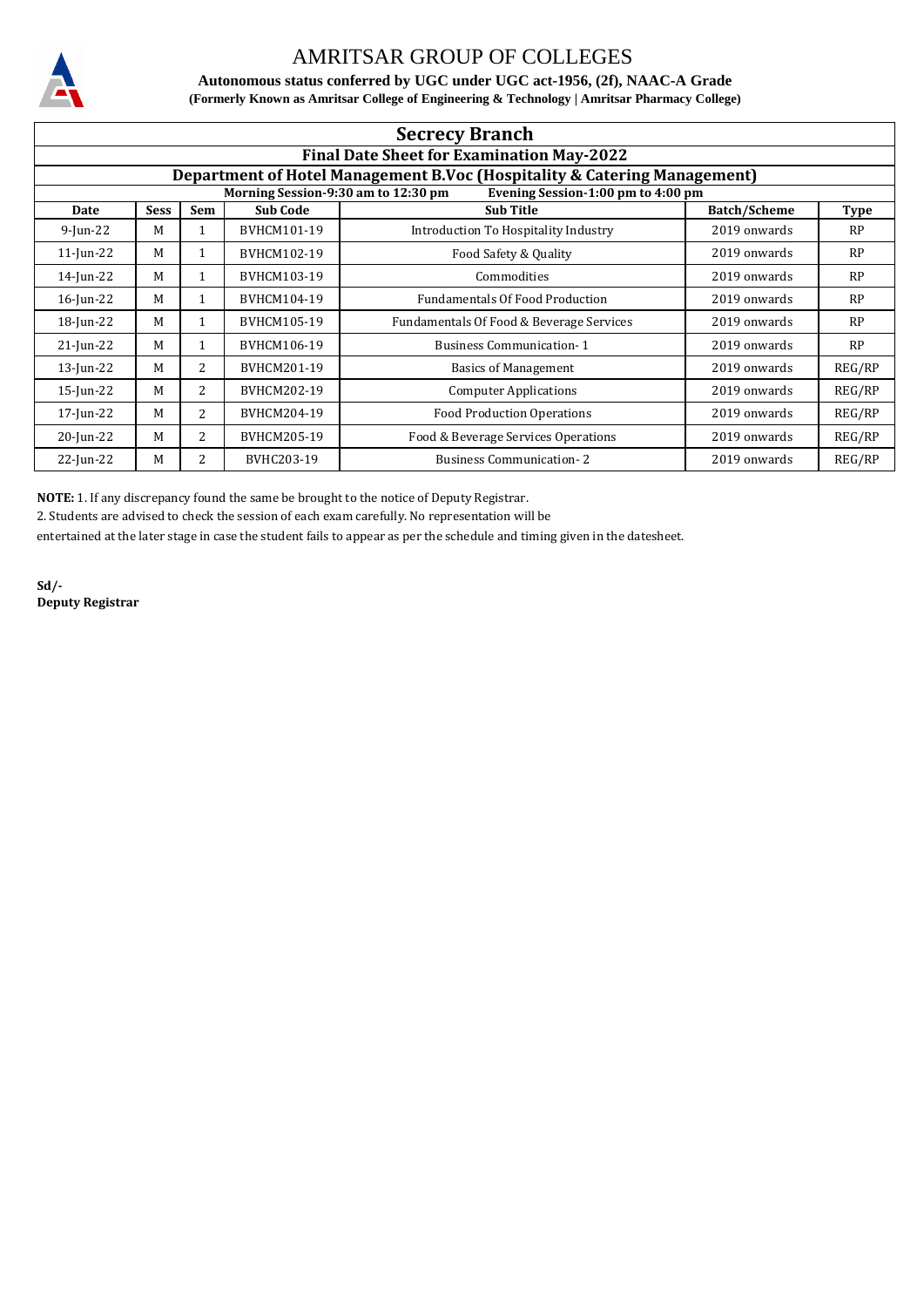# AMRITSAR GROUP OF COLLEGES

**Autonomous status conferred by UGC under UGC act-1956, (2f), NAAC-A Grade**

**(Formerly Known as Amritsar College of Engineering & Technology | Amritsar Pharmacy College)**

## Secrecy Branch

### Final Date Sheet for Examination May-2022

### Department of Hotel Management B.Voc (Hospitality & Catering Management)

**Morning Session-9:30 am to 12:30 pm** **Evening Session-1:00 pm to 4:00 pm**

| Date | Sess | Sem | Sub Code | Sub Title | Batch/Scheme | Type |
|---|---|---|---|---|---|---|
| 9-Jun-22 | M | 1 | BVHCM101-19 | Introduction To Hospitality Industry | 2019 onwards | RP |
| 11-Jun-22 | M | 1 | BVHCM102-19 | Food Safety & Quality | 2019 onwards | RP |
| 14-Jun-22 | M | 1 | BVHCM103-19 | Commodities | 2019 onwards | RP |
| 16-Jun-22 | M | 1 | BVHCM104-19 | Fundamentals Of Food Production | 2019 onwards | RP |
| 18-Jun-22 | M | 1 | BVHCM105-19 | Fundamentals Of Food & Beverage Services | 2019 onwards | RP |
| 21-Jun-22 | M | 1 | BVHCM106-19 | Business Communication- 1 | 2019 onwards | RP |
| 13-Jun-22 | M | 2 | BVHCM201-19 | Basics of Management | 2019 onwards | REG/RP |
| 15-Jun-22 | M | 2 | BVHCM202-19 | Computer Applications | 2019 onwards | REG/RP |
| 17-Jun-22 | M | 2 | BVHCM204-19 | Food Production Operations | 2019 onwards | REG/RP |
| 20-Jun-22 | M | 2 | BVHCM205-19 | Food & Beverage Services Operations | 2019 onwards | REG/RP |
| 22-Jun-22 | M | 2 | BVHC203-19 | Business Communication- 2 | 2019 onwards | REG/RP |

**NOTE:** 1. If any discrepancy found the same be brought to the notice of Deputy Registrar.

2. Students are advised to check the session of each exam carefully. No representation will be entertained at the later stage in case the student fails to appear as per the schedule and timing given in the datesheet.

**Sd/-**
**Deputy Registrar**